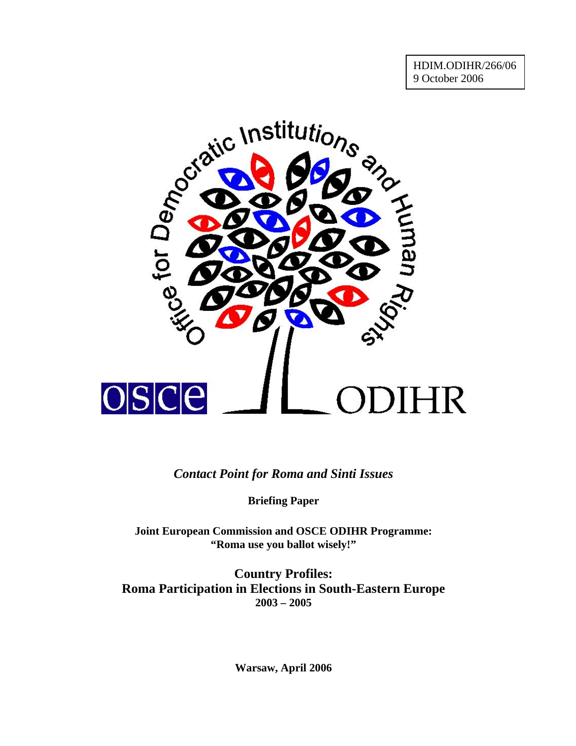HDIM.ODIHR/266/06
9 October 2006

*Contact Point for Roma and Sinti Issues*

**Briefing Paper**

**Joint European Commission and OSCE ODIHR Programme: "Roma use you ballot wisely!"**

# Country Profiles: Roma Participation in Elections in South-Eastern Europe 2003 – 2005

**Warsaw, April 2006**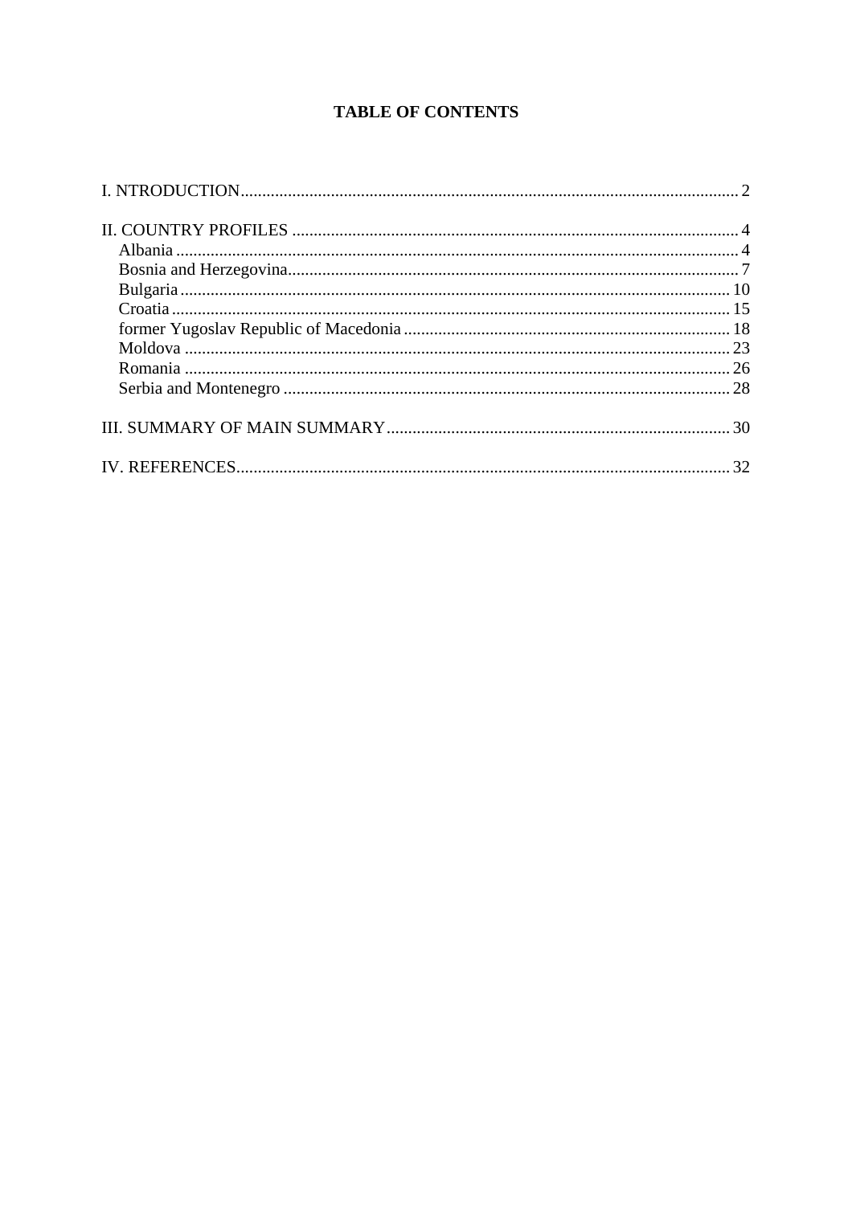# TABLE OF CONTENTS

I. NTRODUCTION .................................................................................................................. 2

II. COUNTRY PROFILES ....................................................................................................... 4
- Albania ................................................................................................................................. 4
- Bosnia and Herzegovina ...................................................................................................... 7
- Bulgaria ............................................................................................................................. 10
- Croatia ............................................................................................................................... 15
- former Yugoslav Republic of Macedonia .......................................................................... 18
- Moldova ............................................................................................................................ 23
- Romania ............................................................................................................................ 26
- Serbia and Montenegro ..................................................................................................... 28

III. SUMMARY OF MAIN SUMMARY .............................................................................. 30

IV. REFERENCES ................................................................................................................ 32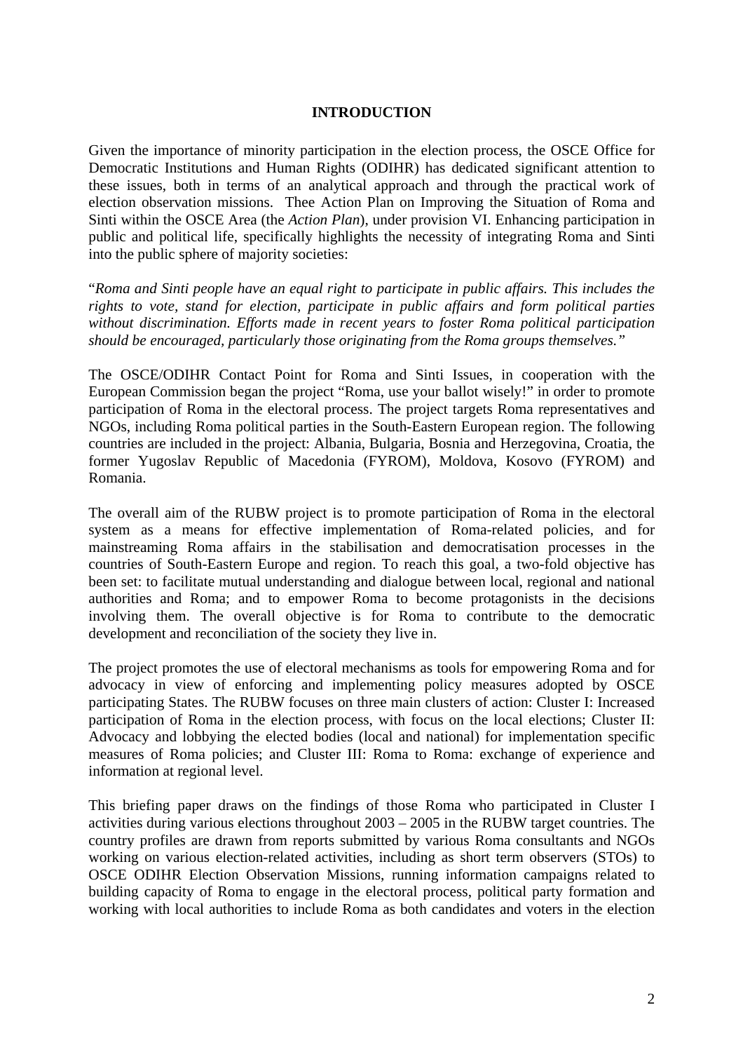# INTRODUCTION

Given the importance of minority participation in the election process, the OSCE Office for Democratic Institutions and Human Rights (ODIHR) has dedicated significant attention to these issues, both in terms of an analytical approach and through the practical work of election observation missions. Thee Action Plan on Improving the Situation of Roma and Sinti within the OSCE Area (the *Action Plan*), under provision VI. Enhancing participation in public and political life, specifically highlights the necessity of integrating Roma and Sinti into the public sphere of majority societies:

"*Roma and Sinti people have an equal right to participate in public affairs. This includes the rights to vote, stand for election, participate in public affairs and form political parties without discrimination. Efforts made in recent years to foster Roma political participation should be encouraged, particularly those originating from the Roma groups themselves."*

The OSCE/ODIHR Contact Point for Roma and Sinti Issues, in cooperation with the European Commission began the project "Roma, use your ballot wisely!" in order to promote participation of Roma in the electoral process. The project targets Roma representatives and NGOs, including Roma political parties in the South-Eastern European region. The following countries are included in the project: Albania, Bulgaria, Bosnia and Herzegovina, Croatia, the former Yugoslav Republic of Macedonia (FYROM), Moldova, Kosovo (FYROM) and Romania.

The overall aim of the RUBW project is to promote participation of Roma in the electoral system as a means for effective implementation of Roma-related policies, and for mainstreaming Roma affairs in the stabilisation and democratisation processes in the countries of South-Eastern Europe and region. To reach this goal, a two-fold objective has been set: to facilitate mutual understanding and dialogue between local, regional and national authorities and Roma; and to empower Roma to become protagonists in the decisions involving them. The overall objective is for Roma to contribute to the democratic development and reconciliation of the society they live in.

The project promotes the use of electoral mechanisms as tools for empowering Roma and for advocacy in view of enforcing and implementing policy measures adopted by OSCE participating States. The RUBW focuses on three main clusters of action: Cluster I: Increased participation of Roma in the election process, with focus on the local elections; Cluster II: Advocacy and lobbying the elected bodies (local and national) for implementation specific measures of Roma policies; and Cluster III: Roma to Roma: exchange of experience and information at regional level.

This briefing paper draws on the findings of those Roma who participated in Cluster I activities during various elections throughout 2003 – 2005 in the RUBW target countries. The country profiles are drawn from reports submitted by various Roma consultants and NGOs working on various election-related activities, including as short term observers (STOs) to OSCE ODIHR Election Observation Missions, running information campaigns related to building capacity of Roma to engage in the electoral process, political party formation and working with local authorities to include Roma as both candidates and voters in the election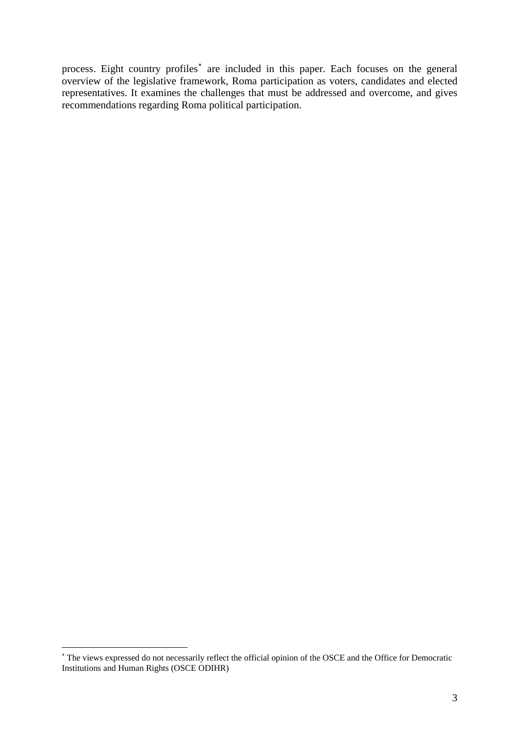process. Eight country profiles[*] are included in this paper. Each focuses on the general overview of the legislative framework, Roma participation as voters, candidates and elected representatives. It examines the challenges that must be addressed and overcome, and gives recommendations regarding Roma political participation.

[*] The views expressed do not necessarily reflect the official opinion of the OSCE and the Office for Democratic Institutions and Human Rights (OSCE ODIHR)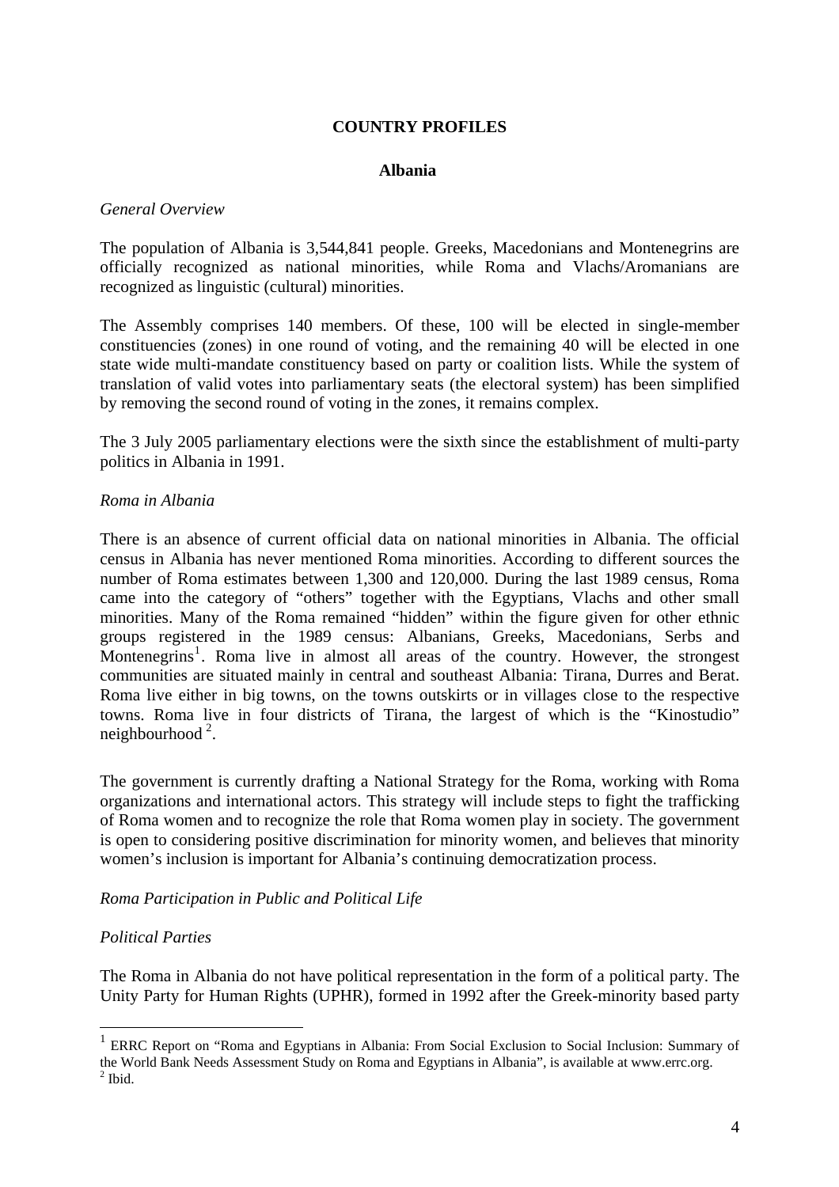## COUNTRY PROFILES

### Albania

*General Overview*

The population of Albania is 3,544,841 people. Greeks, Macedonians and Montenegrins are officially recognized as national minorities, while Roma and Vlachs/Aromanians are recognized as linguistic (cultural) minorities.

The Assembly comprises 140 members. Of these, 100 will be elected in single-member constituencies (zones) in one round of voting, and the remaining 40 will be elected in one state wide multi-mandate constituency based on party or coalition lists. While the system of translation of valid votes into parliamentary seats (the electoral system) has been simplified by removing the second round of voting in the zones, it remains complex.

The 3 July 2005 parliamentary elections were the sixth since the establishment of multi-party politics in Albania in 1991.

*Roma in Albania*

There is an absence of current official data on national minorities in Albania. The official census in Albania has never mentioned Roma minorities. According to different sources the number of Roma estimates between 1,300 and 120,000. During the last 1989 census, Roma came into the category of "others" together with the Egyptians, Vlachs and other small minorities. Many of the Roma remained "hidden" within the figure given for other ethnic groups registered in the 1989 census: Albanians, Greeks, Macedonians, Serbs and Montenegrins[1]. Roma live in almost all areas of the country. However, the strongest communities are situated mainly in central and southeast Albania: Tirana, Durres and Berat. Roma live either in big towns, on the towns outskirts or in villages close to the respective towns. Roma live in four districts of Tirana, the largest of which is the "Kinostudio" neighbourhood[2].

The government is currently drafting a National Strategy for the Roma, working with Roma organizations and international actors. This strategy will include steps to fight the trafficking of Roma women and to recognize the role that Roma women play in society. The government is open to considering positive discrimination for minority women, and believes that minority women's inclusion is important for Albania's continuing democratization process.

*Roma Participation in Public and Political Life*

*Political Parties*

The Roma in Albania do not have political representation in the form of a political party. The Unity Party for Human Rights (UPHR), formed in 1992 after the Greek-minority based party

---

[1] ERRC Report on "Roma and Egyptians in Albania: From Social Exclusion to Social Inclusion: Summary of the World Bank Needs Assessment Study on Roma and Egyptians in Albania", is available at www.errc.org.

[2] Ibid.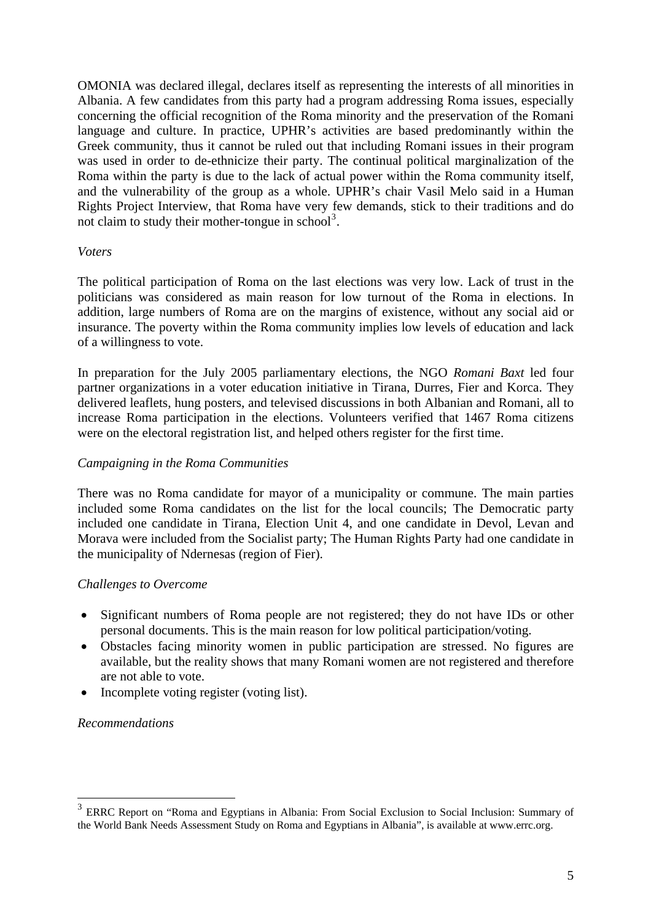OMONIA was declared illegal, declares itself as representing the interests of all minorities in Albania. A few candidates from this party had a program addressing Roma issues, especially concerning the official recognition of the Roma minority and the preservation of the Romani language and culture. In practice, UPHR's activities are based predominantly within the Greek community, thus it cannot be ruled out that including Romani issues in their program was used in order to de-ethnicize their party. The continual political marginalization of the Roma within the party is due to the lack of actual power within the Roma community itself, and the vulnerability of the group as a whole. UPHR's chair Vasil Melo said in a Human Rights Project Interview, that Roma have very few demands, stick to their traditions and do not claim to study their mother-tongue in school[3].

*Voters*

The political participation of Roma on the last elections was very low. Lack of trust in the politicians was considered as main reason for low turnout of the Roma in elections. In addition, large numbers of Roma are on the margins of existence, without any social aid or insurance. The poverty within the Roma community implies low levels of education and lack of a willingness to vote.

In preparation for the July 2005 parliamentary elections, the NGO *Romani Baxt* led four partner organizations in a voter education initiative in Tirana, Durres, Fier and Korca. They delivered leaflets, hung posters, and televised discussions in both Albanian and Romani, all to increase Roma participation in the elections. Volunteers verified that 1467 Roma citizens were on the electoral registration list, and helped others register for the first time.

*Campaigning in the Roma Communities*

There was no Roma candidate for mayor of a municipality or commune. The main parties included some Roma candidates on the list for the local councils; The Democratic party included one candidate in Tirana, Election Unit 4, and one candidate in Devol, Levan and Morava were included from the Socialist party; The Human Rights Party had one candidate in the municipality of Ndernesas (region of Fier).

*Challenges to Overcome*

- Significant numbers of Roma people are not registered; they do not have IDs or other personal documents. This is the main reason for low political participation/voting.
- Obstacles facing minority women in public participation are stressed. No figures are available, but the reality shows that many Romani women are not registered and therefore are not able to vote.
- Incomplete voting register (voting list).

*Recommendations*

---

[3] ERRC Report on "Roma and Egyptians in Albania: From Social Exclusion to Social Inclusion: Summary of the World Bank Needs Assessment Study on Roma and Egyptians in Albania", is available at www.errc.org.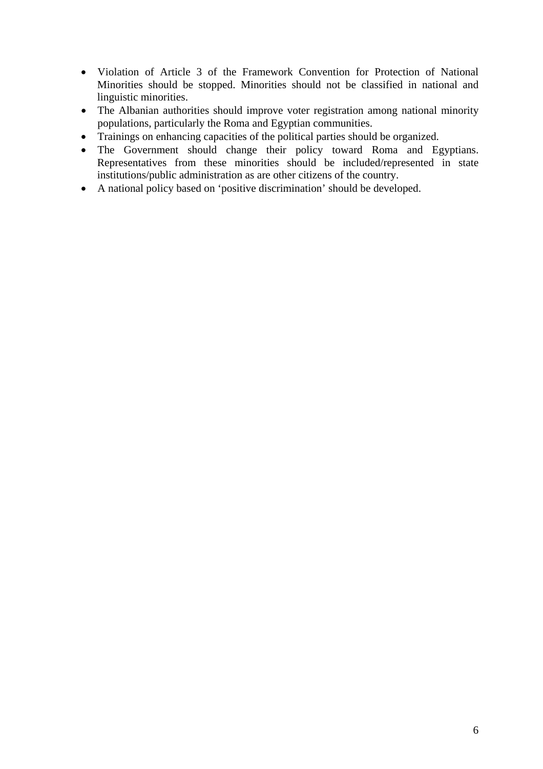- Violation of Article 3 of the Framework Convention for Protection of National Minorities should be stopped. Minorities should not be classified in national and linguistic minorities.
- The Albanian authorities should improve voter registration among national minority populations, particularly the Roma and Egyptian communities.
- Trainings on enhancing capacities of the political parties should be organized.
- The Government should change their policy toward Roma and Egyptians. Representatives from these minorities should be included/represented in state institutions/public administration as are other citizens of the country.
- A national policy based on 'positive discrimination' should be developed.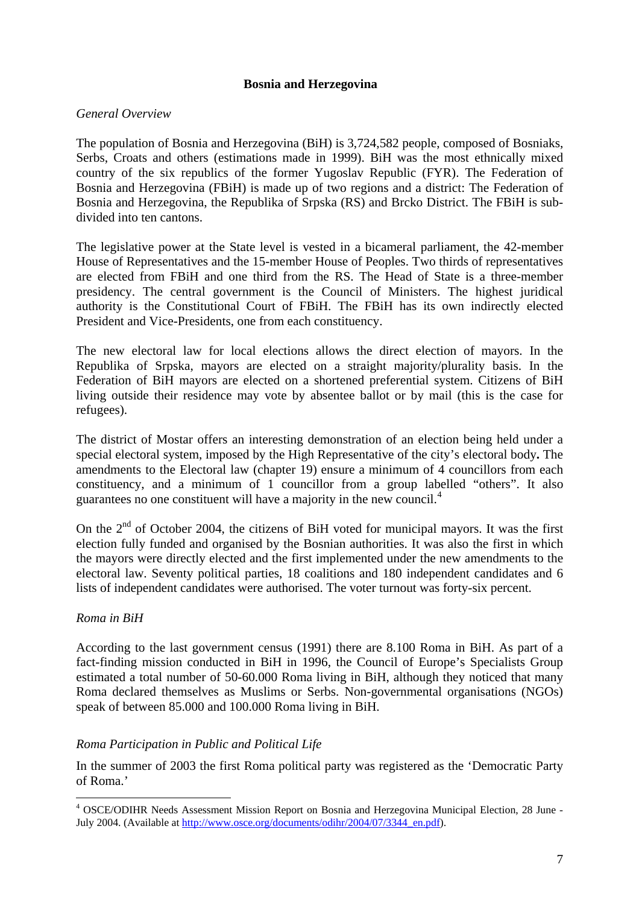## Bosnia and Herzegovina

*General Overview*

The population of Bosnia and Herzegovina (BiH) is 3,724,582 people, composed of Bosniaks, Serbs, Croats and others (estimations made in 1999). BiH was the most ethnically mixed country of the six republics of the former Yugoslav Republic (FYR). The Federation of Bosnia and Herzegovina (FBiH) is made up of two regions and a district: The Federation of Bosnia and Herzegovina, the Republika of Srpska (RS) and Brcko District. The FBiH is sub-divided into ten cantons.

The legislative power at the State level is vested in a bicameral parliament, the 42-member House of Representatives and the 15-member House of Peoples. Two thirds of representatives are elected from FBiH and one third from the RS. The Head of State is a three-member presidency. The central government is the Council of Ministers. The highest juridical authority is the Constitutional Court of FBiH. The FBiH has its own indirectly elected President and Vice-Presidents, one from each constituency.

The new electoral law for local elections allows the direct election of mayors. In the Republika of Srpska, mayors are elected on a straight majority/plurality basis. In the Federation of BiH mayors are elected on a shortened preferential system. Citizens of BiH living outside their residence may vote by absentee ballot or by mail (this is the case for refugees).

The district of Mostar offers an interesting demonstration of an election being held under a special electoral system, imposed by the High Representative of the city's electoral body**.** The amendments to the Electoral law (chapter 19) ensure a minimum of 4 councillors from each constituency, and a minimum of 1 councillor from a group labelled "others". It also guarantees no one constituent will have a majority in the new council.[4]

On the 2nd of October 2004, the citizens of BiH voted for municipal mayors. It was the first election fully funded and organised by the Bosnian authorities. It was also the first in which the mayors were directly elected and the first implemented under the new amendments to the electoral law. Seventy political parties, 18 coalitions and 180 independent candidates and 6 lists of independent candidates were authorised. The voter turnout was forty-six percent.

*Roma in BiH*

According to the last government census (1991) there are 8.100 Roma in BiH. As part of a fact-finding mission conducted in BiH in 1996, the Council of Europe's Specialists Group estimated a total number of 50-60.000 Roma living in BiH, although they noticed that many Roma declared themselves as Muslims or Serbs. Non-governmental organisations (NGOs) speak of between 85.000 and 100.000 Roma living in BiH.

*Roma Participation in Public and Political Life*

In the summer of 2003 the first Roma political party was registered as the 'Democratic Party of Roma.'

---

[4] OSCE/ODIHR Needs Assessment Mission Report on Bosnia and Herzegovina Municipal Election, 28 June - July 2004. (Available at http://www.osce.org/documents/odihr/2004/07/3344_en.pdf).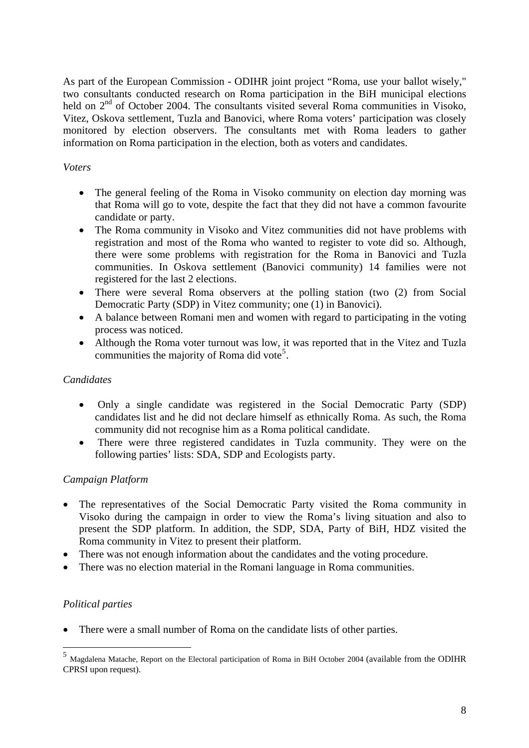As part of the European Commission - ODIHR joint project "Roma, use your ballot wisely," two consultants conducted research on Roma participation in the BiH municipal elections held on 2nd of October 2004. The consultants visited several Roma communities in Visoko, Vitez, Oskova settlement, Tuzla and Banovici, where Roma voters' participation was closely monitored by election observers. The consultants met with Roma leaders to gather information on Roma participation in the election, both as voters and candidates.

*Voters*

- The general feeling of the Roma in Visoko community on election day morning was that Roma will go to vote, despite the fact that they did not have a common favourite candidate or party.
- The Roma community in Visoko and Vitez communities did not have problems with registration and most of the Roma who wanted to register to vote did so. Although, there were some problems with registration for the Roma in Banovici and Tuzla communities. In Oskova settlement (Banovici community) 14 families were not registered for the last 2 elections.
- There were several Roma observers at the polling station (two (2) from Social Democratic Party (SDP) in Vitez community; one (1) in Banovici).
- A balance between Romani men and women with regard to participating in the voting process was noticed.
- Although the Roma voter turnout was low, it was reported that in the Vitez and Tuzla communities the majority of Roma did vote[5].

*Candidates*

- Only a single candidate was registered in the Social Democratic Party (SDP) candidates list and he did not declare himself as ethnically Roma. As such, the Roma community did not recognise him as a Roma political candidate.
- There were three registered candidates in Tuzla community. They were on the following parties' lists: SDA, SDP and Ecologists party.

*Campaign Platform*

- The representatives of the Social Democratic Party visited the Roma community in Visoko during the campaign in order to view the Roma's living situation and also to present the SDP platform. In addition, the SDP, SDA, Party of BiH, HDZ visited the Roma community in Vitez to present their platform.
- There was not enough information about the candidates and the voting procedure.
- There was no election material in the Romani language in Roma communities.

*Political parties*

- There were a small number of Roma on the candidate lists of other parties.

---

[5] Magdalena Matache, Report on the Electoral participation of Roma in BiH October 2004 (available from the ODIHR CPRSI upon request).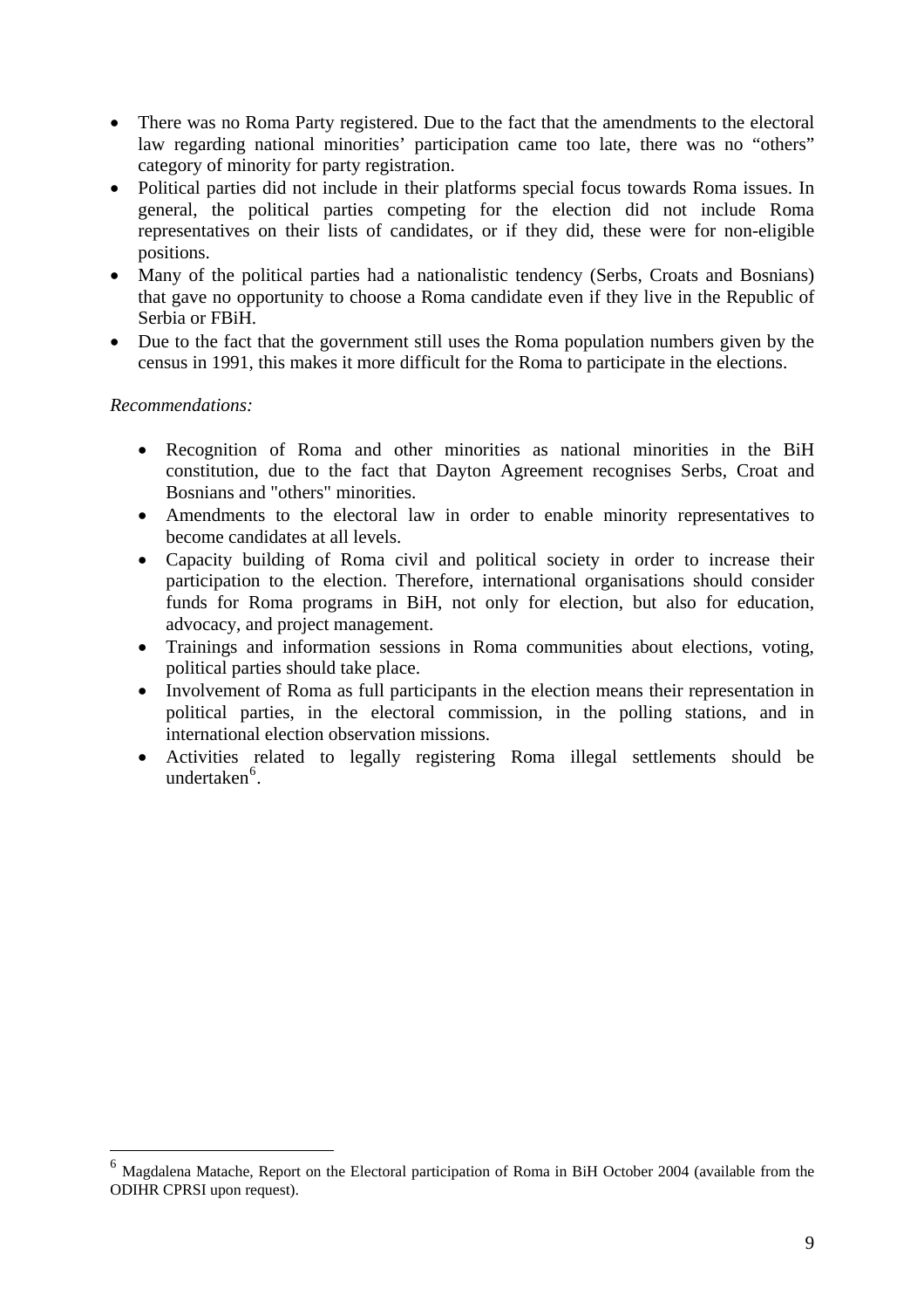- There was no Roma Party registered. Due to the fact that the amendments to the electoral law regarding national minorities' participation came too late, there was no "others" category of minority for party registration.
- Political parties did not include in their platforms special focus towards Roma issues. In general, the political parties competing for the election did not include Roma representatives on their lists of candidates, or if they did, these were for non-eligible positions.
- Many of the political parties had a nationalistic tendency (Serbs, Croats and Bosnians) that gave no opportunity to choose a Roma candidate even if they live in the Republic of Serbia or FBiH.
- Due to the fact that the government still uses the Roma population numbers given by the census in 1991, this makes it more difficult for the Roma to participate in the elections.

*Recommendations:*

- Recognition of Roma and other minorities as national minorities in the BiH constitution, due to the fact that Dayton Agreement recognises Serbs, Croat and Bosnians and "others" minorities.
- Amendments to the electoral law in order to enable minority representatives to become candidates at all levels.
- Capacity building of Roma civil and political society in order to increase their participation to the election. Therefore, international organisations should consider funds for Roma programs in BiH, not only for election, but also for education, advocacy, and project management.
- Trainings and information sessions in Roma communities about elections, voting, political parties should take place.
- Involvement of Roma as full participants in the election means their representation in political parties, in the electoral commission, in the polling stations, and in international election observation missions.
- Activities related to legally registering Roma illegal settlements should be undertaken[6].

---

[6] Magdalena Matache, Report on the Electoral participation of Roma in BiH October 2004 (available from the ODIHR CPRSI upon request).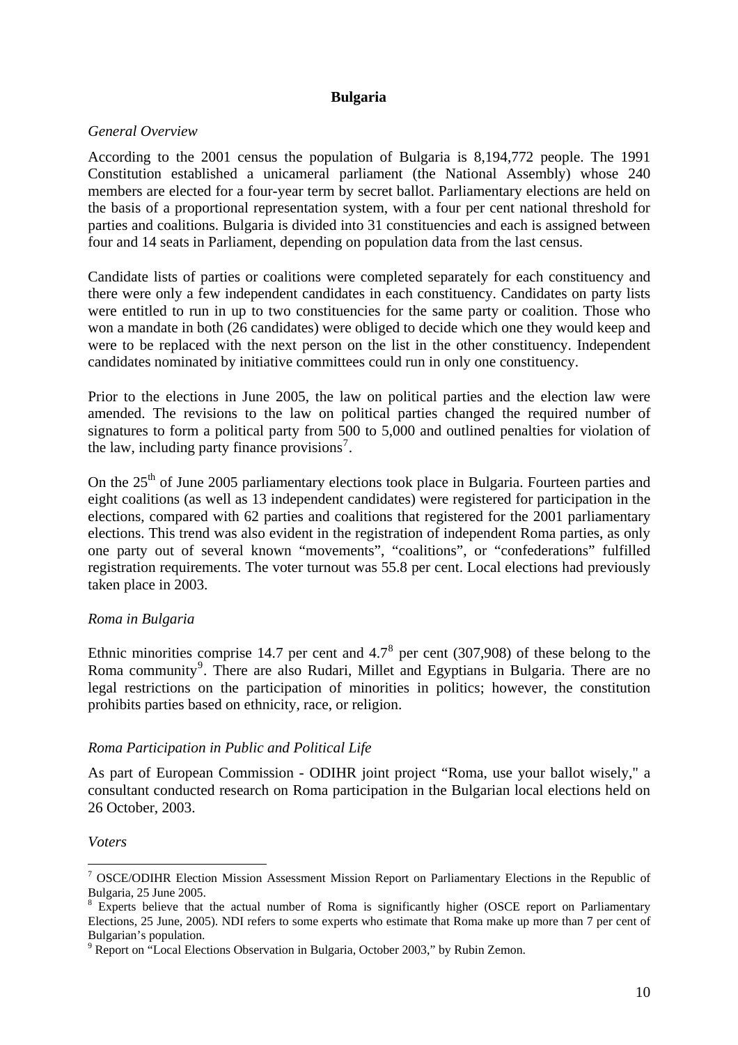## Bulgaria

*General Overview*

According to the 2001 census the population of Bulgaria is 8,194,772 people. The 1991 Constitution established a unicameral parliament (the National Assembly) whose 240 members are elected for a four-year term by secret ballot. Parliamentary elections are held on the basis of a proportional representation system, with a four per cent national threshold for parties and coalitions. Bulgaria is divided into 31 constituencies and each is assigned between four and 14 seats in Parliament, depending on population data from the last census.

Candidate lists of parties or coalitions were completed separately for each constituency and there were only a few independent candidates in each constituency. Candidates on party lists were entitled to run in up to two constituencies for the same party or coalition. Those who won a mandate in both (26 candidates) were obliged to decide which one they would keep and were to be replaced with the next person on the list in the other constituency. Independent candidates nominated by initiative committees could run in only one constituency.

Prior to the elections in June 2005, the law on political parties and the election law were amended. The revisions to the law on political parties changed the required number of signatures to form a political party from 500 to 5,000 and outlined penalties for violation of the law, including party finance provisions[7].

On the 25th of June 2005 parliamentary elections took place in Bulgaria. Fourteen parties and eight coalitions (as well as 13 independent candidates) were registered for participation in the elections, compared with 62 parties and coalitions that registered for the 2001 parliamentary elections. This trend was also evident in the registration of independent Roma parties, as only one party out of several known "movements", "coalitions", or "confederations" fulfilled registration requirements. The voter turnout was 55.8 per cent. Local elections had previously taken place in 2003.

*Roma in Bulgaria*

Ethnic minorities comprise 14.7 per cent and 4.7[8] per cent (307,908) of these belong to the Roma community[9]. There are also Rudari, Millet and Egyptians in Bulgaria. There are no legal restrictions on the participation of minorities in politics; however, the constitution prohibits parties based on ethnicity, race, or religion.

*Roma Participation in Public and Political Life*

As part of European Commission - ODIHR joint project "Roma, use your ballot wisely," a consultant conducted research on Roma participation in the Bulgarian local elections held on 26 October, 2003.

*Voters*

---

[7] OSCE/ODIHR Election Mission Assessment Mission Report on Parliamentary Elections in the Republic of Bulgaria, 25 June 2005.

[8] Experts believe that the actual number of Roma is significantly higher (OSCE report on Parliamentary Elections, 25 June, 2005). NDI refers to some experts who estimate that Roma make up more than 7 per cent of Bulgarian's population.

[9] Report on "Local Elections Observation in Bulgaria, October 2003," by Rubin Zemon.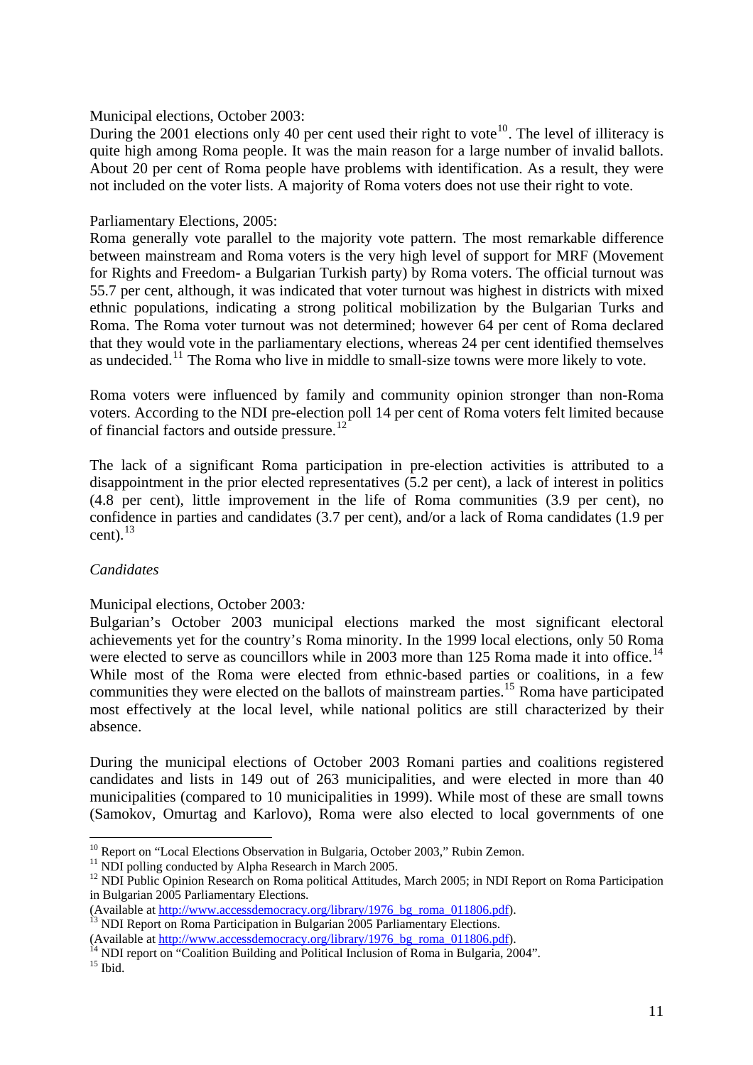Municipal elections, October 2003:
During the 2001 elections only 40 per cent used their right to vote[10]. The level of illiteracy is quite high among Roma people. It was the main reason for a large number of invalid ballots. About 20 per cent of Roma people have problems with identification. As a result, they were not included on the voter lists. A majority of Roma voters does not use their right to vote.

Parliamentary Elections, 2005:
Roma generally vote parallel to the majority vote pattern. The most remarkable difference between mainstream and Roma voters is the very high level of support for MRF (Movement for Rights and Freedom- a Bulgarian Turkish party) by Roma voters. The official turnout was 55.7 per cent, although, it was indicated that voter turnout was highest in districts with mixed ethnic populations, indicating a strong political mobilization by the Bulgarian Turks and Roma. The Roma voter turnout was not determined; however 64 per cent of Roma declared that they would vote in the parliamentary elections, whereas 24 per cent identified themselves as undecided.[11] The Roma who live in middle to small-size towns were more likely to vote.

Roma voters were influenced by family and community opinion stronger than non-Roma voters. According to the NDI pre-election poll 14 per cent of Roma voters felt limited because of financial factors and outside pressure.[12]

The lack of a significant Roma participation in pre-election activities is attributed to a disappointment in the prior elected representatives (5.2 per cent), a lack of interest in politics (4.8 per cent), little improvement in the life of Roma communities (3.9 per cent), no confidence in parties and candidates (3.7 per cent), and/or a lack of Roma candidates (1.9 per cent).[13]

*Candidates*

Municipal elections, October 2003*:*
Bulgarian's October 2003 municipal elections marked the most significant electoral achievements yet for the country's Roma minority. In the 1999 local elections, only 50 Roma were elected to serve as councillors while in 2003 more than 125 Roma made it into office.[14] While most of the Roma were elected from ethnic-based parties or coalitions, in a few communities they were elected on the ballots of mainstream parties.[15] Roma have participated most effectively at the local level, while national politics are still characterized by their absence.

During the municipal elections of October 2003 Romani parties and coalitions registered candidates and lists in 149 out of 263 municipalities, and were elected in more than 40 municipalities (compared to 10 municipalities in 1999). While most of these are small towns (Samokov, Omurtag and Karlovo), Roma were also elected to local governments of one

---

[10] Report on "Local Elections Observation in Bulgaria, October 2003," Rubin Zemon.
[11] NDI polling conducted by Alpha Research in March 2005.
[12] NDI Public Opinion Research on Roma political Attitudes, March 2005; in NDI Report on Roma Participation in Bulgarian 2005 Parliamentary Elections.
(Available at http://www.accessdemocracy.org/library/1976_bg_roma_011806.pdf).
[13] NDI Report on Roma Participation in Bulgarian 2005 Parliamentary Elections.
(Available at http://www.accessdemocracy.org/library/1976_bg_roma_011806.pdf).
[14] NDI report on "Coalition Building and Political Inclusion of Roma in Bulgaria, 2004".
[15] Ibid.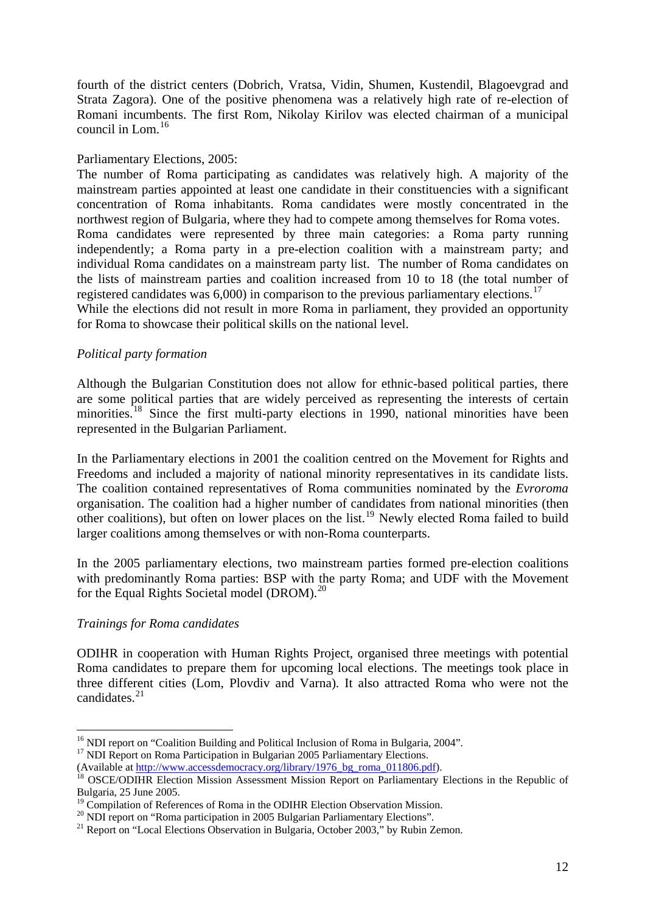fourth of the district centers (Dobrich, Vratsa, Vidin, Shumen, Kustendil, Blagoevgrad and Strata Zagora). One of the positive phenomena was a relatively high rate of re-election of Romani incumbents. The first Rom, Nikolay Kirilov was elected chairman of a municipal council in Lom.[16]

Parliamentary Elections, 2005:

The number of Roma participating as candidates was relatively high. A majority of the mainstream parties appointed at least one candidate in their constituencies with a significant concentration of Roma inhabitants. Roma candidates were mostly concentrated in the northwest region of Bulgaria, where they had to compete among themselves for Roma votes.
Roma candidates were represented by three main categories: a Roma party running independently; a Roma party in a pre-election coalition with a mainstream party; and individual Roma candidates on a mainstream party list. The number of Roma candidates on the lists of mainstream parties and coalition increased from 10 to 18 (the total number of registered candidates was 6,000) in comparison to the previous parliamentary elections.[17]
While the elections did not result in more Roma in parliament, they provided an opportunity for Roma to showcase their political skills on the national level.

*Political party formation*

Although the Bulgarian Constitution does not allow for ethnic-based political parties, there are some political parties that are widely perceived as representing the interests of certain minorities.[18] Since the first multi-party elections in 1990, national minorities have been represented in the Bulgarian Parliament.

In the Parliamentary elections in 2001 the coalition centred on the Movement for Rights and Freedoms and included a majority of national minority representatives in its candidate lists. The coalition contained representatives of Roma communities nominated by the *Evroroma* organisation. The coalition had a higher number of candidates from national minorities (then other coalitions), but often on lower places on the list.[19] Newly elected Roma failed to build larger coalitions among themselves or with non-Roma counterparts.

In the 2005 parliamentary elections, two mainstream parties formed pre-election coalitions with predominantly Roma parties: BSP with the party Roma; and UDF with the Movement for the Equal Rights Societal model (DROM).[20]

*Trainings for Roma candidates*

ODIHR in cooperation with Human Rights Project, organised three meetings with potential Roma candidates to prepare them for upcoming local elections. The meetings took place in three different cities (Lom, Plovdiv and Varna). It also attracted Roma who were not the candidates.[21]

---

[16] NDI report on "Coalition Building and Political Inclusion of Roma in Bulgaria, 2004".
[17] NDI Report on Roma Participation in Bulgarian 2005 Parliamentary Elections.
(Available at http://www.accessdemocracy.org/library/1976_bg_roma_011806.pdf).
[18] OSCE/ODIHR Election Mission Assessment Mission Report on Parliamentary Elections in the Republic of Bulgaria, 25 June 2005.
[19] Compilation of References of Roma in the ODIHR Election Observation Mission.
[20] NDI report on "Roma participation in 2005 Bulgarian Parliamentary Elections".
[21] Report on "Local Elections Observation in Bulgaria, October 2003," by Rubin Zemon.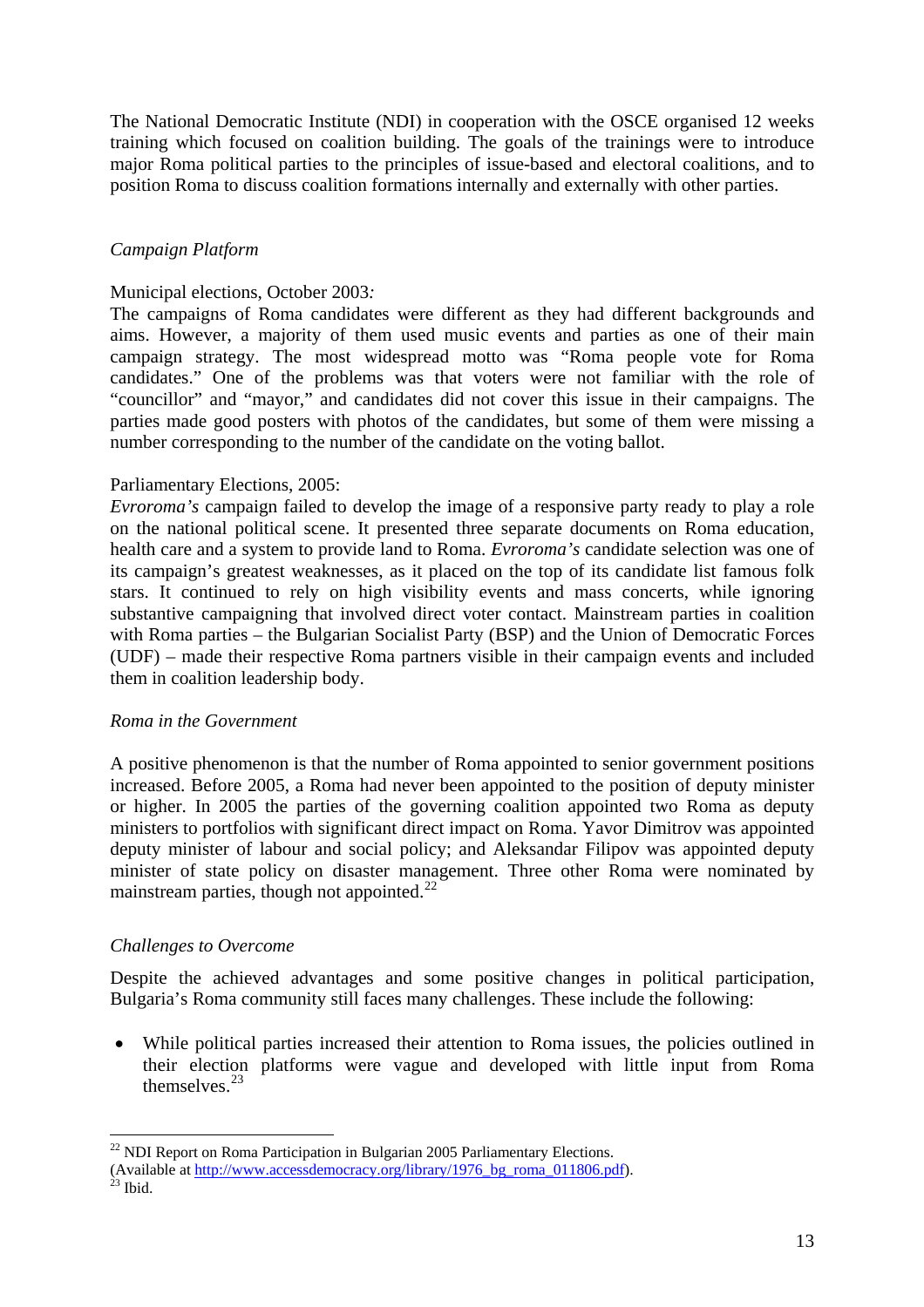The National Democratic Institute (NDI) in cooperation with the OSCE organised 12 weeks training which focused on coalition building. The goals of the trainings were to introduce major Roma political parties to the principles of issue-based and electoral coalitions, and to position Roma to discuss coalition formations internally and externally with other parties.

*Campaign Platform*

Municipal elections, October 2003*:*
The campaigns of Roma candidates were different as they had different backgrounds and aims. However, a majority of them used music events and parties as one of their main campaign strategy. The most widespread motto was "Roma people vote for Roma candidates." One of the problems was that voters were not familiar with the role of "councillor" and "mayor," and candidates did not cover this issue in their campaigns. The parties made good posters with photos of the candidates, but some of them were missing a number corresponding to the number of the candidate on the voting ballot.

Parliamentary Elections, 2005:
*Evroroma's* campaign failed to develop the image of a responsive party ready to play a role on the national political scene. It presented three separate documents on Roma education, health care and a system to provide land to Roma. *Evroroma's* candidate selection was one of its campaign's greatest weaknesses, as it placed on the top of its candidate list famous folk stars. It continued to rely on high visibility events and mass concerts, while ignoring substantive campaigning that involved direct voter contact. Mainstream parties in coalition with Roma parties – the Bulgarian Socialist Party (BSP) and the Union of Democratic Forces (UDF) – made their respective Roma partners visible in their campaign events and included them in coalition leadership body.

*Roma in the Government*

A positive phenomenon is that the number of Roma appointed to senior government positions increased. Before 2005, a Roma had never been appointed to the position of deputy minister or higher. In 2005 the parties of the governing coalition appointed two Roma as deputy ministers to portfolios with significant direct impact on Roma. Yavor Dimitrov was appointed deputy minister of labour and social policy; and Aleksandar Filipov was appointed deputy minister of state policy on disaster management. Three other Roma were nominated by mainstream parties, though not appointed.[22]

*Challenges to Overcome*

Despite the achieved advantages and some positive changes in political participation, Bulgaria's Roma community still faces many challenges. These include the following:

- While political parties increased their attention to Roma issues, the policies outlined in their election platforms were vague and developed with little input from Roma themselves.[23]

---

[22] NDI Report on Roma Participation in Bulgarian 2005 Parliamentary Elections. (Available at http://www.accessdemocracy.org/library/1976_bg_roma_011806.pdf).
[23] Ibid.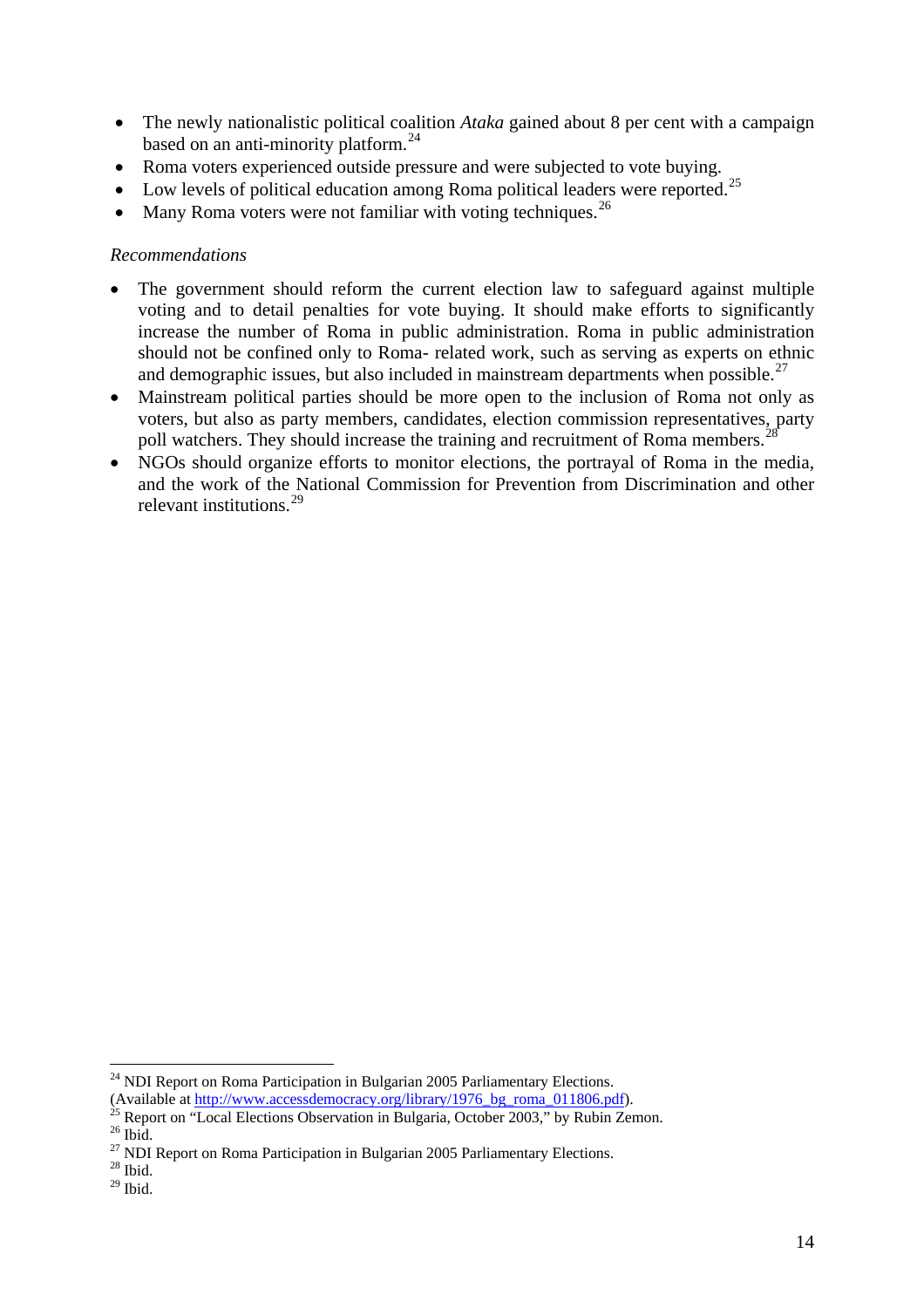- The newly nationalistic political coalition *Ataka* gained about 8 per cent with a campaign based on an anti-minority platform.[24]
- Roma voters experienced outside pressure and were subjected to vote buying.
- Low levels of political education among Roma political leaders were reported.[25]
- Many Roma voters were not familiar with voting techniques.[26]

*Recommendations*

- The government should reform the current election law to safeguard against multiple voting and to detail penalties for vote buying. It should make efforts to significantly increase the number of Roma in public administration. Roma in public administration should not be confined only to Roma- related work, such as serving as experts on ethnic and demographic issues, but also included in mainstream departments when possible.[27]
- Mainstream political parties should be more open to the inclusion of Roma not only as voters, but also as party members, candidates, election commission representatives, party poll watchers. They should increase the training and recruitment of Roma members.[28]
- NGOs should organize efforts to monitor elections, the portrayal of Roma in the media, and the work of the National Commission for Prevention from Discrimination and other relevant institutions.[29]

---

[24] NDI Report on Roma Participation in Bulgarian 2005 Parliamentary Elections. (Available at http://www.accessdemocracy.org/library/1976_bg_roma_011806.pdf).

[25] Report on "Local Elections Observation in Bulgaria, October 2003," by Rubin Zemon.

[26] Ibid.

[27] NDI Report on Roma Participation in Bulgarian 2005 Parliamentary Elections.

[28] Ibid.

[29] Ibid.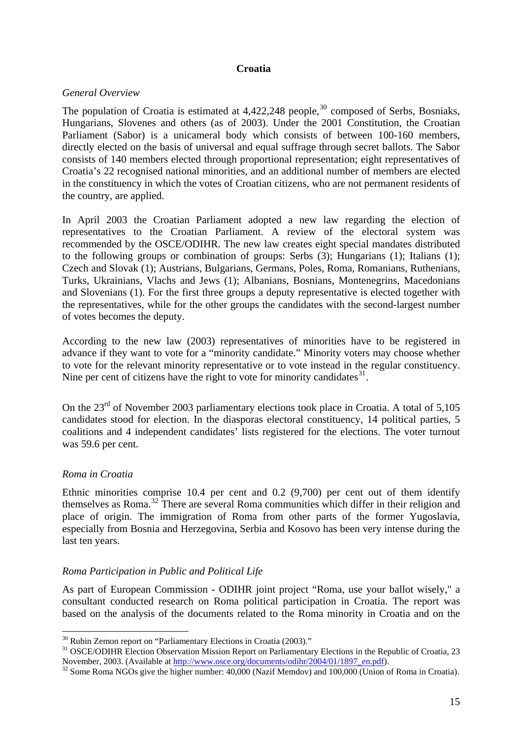## Croatia

*General Overview*

The population of Croatia is estimated at 4,422,248 people,[30] composed of Serbs, Bosniaks, Hungarians, Slovenes and others (as of 2003). Under the 2001 Constitution, the Croatian Parliament (Sabor) is a unicameral body which consists of between 100-160 members, directly elected on the basis of universal and equal suffrage through secret ballots. The Sabor consists of 140 members elected through proportional representation; eight representatives of Croatia's 22 recognised national minorities, and an additional number of members are elected in the constituency in which the votes of Croatian citizens, who are not permanent residents of the country, are applied.

In April 2003 the Croatian Parliament adopted a new law regarding the election of representatives to the Croatian Parliament. A review of the electoral system was recommended by the OSCE/ODIHR. The new law creates eight special mandates distributed to the following groups or combination of groups: Serbs (3); Hungarians (1); Italians (1); Czech and Slovak (1); Austrians, Bulgarians, Germans, Poles, Roma, Romanians, Ruthenians, Turks, Ukrainians, Vlachs and Jews (1); Albanians, Bosnians, Montenegrins, Macedonians and Slovenians (1). For the first three groups a deputy representative is elected together with the representatives, while for the other groups the candidates with the second-largest number of votes becomes the deputy.

According to the new law (2003) representatives of minorities have to be registered in advance if they want to vote for a "minority candidate." Minority voters may choose whether to vote for the relevant minority representative or to vote instead in the regular constituency. Nine per cent of citizens have the right to vote for minority candidates[31].

On the 23rd of November 2003 parliamentary elections took place in Croatia. A total of 5,105 candidates stood for election. In the diasporas electoral constituency, 14 political parties, 5 coalitions and 4 independent candidates' lists registered for the elections. The voter turnout was 59.6 per cent.

*Roma in Croatia*

Ethnic minorities comprise 10.4 per cent and 0.2 (9,700) per cent out of them identify themselves as Roma.[32] There are several Roma communities which differ in their religion and place of origin. The immigration of Roma from other parts of the former Yugoslavia, especially from Bosnia and Herzegovina, Serbia and Kosovo has been very intense during the last ten years.

*Roma Participation in Public and Political Life*

As part of European Commission - ODIHR joint project "Roma, use your ballot wisely," a consultant conducted research on Roma political participation in Croatia. The report was based on the analysis of the documents related to the Roma minority in Croatia and on the

---

[30] Rubin Zemon report on "Parliamentary Elections in Croatia (2003)."

[31] OSCE/ODIHR Election Observation Mission Report on Parliamentary Elections in the Republic of Croatia, 23 November, 2003. (Available at http://www.osce.org/documents/odihr/2004/01/1897_en.pdf).

[32] Some Roma NGOs give the higher number: 40,000 (Nazif Memdov) and 100,000 (Union of Roma in Croatia).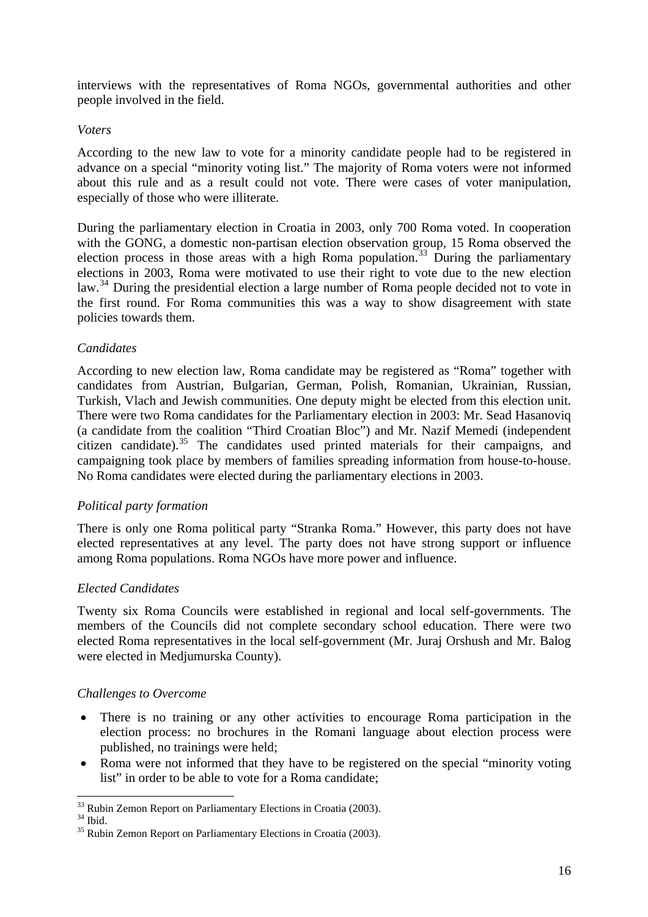interviews with the representatives of Roma NGOs, governmental authorities and other people involved in the field.

*Voters*

According to the new law to vote for a minority candidate people had to be registered in advance on a special "minority voting list." The majority of Roma voters were not informed about this rule and as a result could not vote. There were cases of voter manipulation, especially of those who were illiterate.

During the parliamentary election in Croatia in 2003, only 700 Roma voted. In cooperation with the GONG, a domestic non-partisan election observation group, 15 Roma observed the election process in those areas with a high Roma population.[33] During the parliamentary elections in 2003, Roma were motivated to use their right to vote due to the new election law.[34] During the presidential election a large number of Roma people decided not to vote in the first round. For Roma communities this was a way to show disagreement with state policies towards them.

*Candidates*

According to new election law, Roma candidate may be registered as "Roma" together with candidates from Austrian, Bulgarian, German, Polish, Romanian, Ukrainian, Russian, Turkish, Vlach and Jewish communities. One deputy might be elected from this election unit. There were two Roma candidates for the Parliamentary election in 2003: Mr. Sead Hasanoviq (a candidate from the coalition "Third Croatian Bloc") and Mr. Nazif Memedi (independent citizen candidate).[35] The candidates used printed materials for their campaigns, and campaigning took place by members of families spreading information from house-to-house. No Roma candidates were elected during the parliamentary elections in 2003.

*Political party formation*

There is only one Roma political party "Stranka Roma." However, this party does not have elected representatives at any level. The party does not have strong support or influence among Roma populations. Roma NGOs have more power and influence.

*Elected Candidates*

Twenty six Roma Councils were established in regional and local self-governments. The members of the Councils did not complete secondary school education. There were two elected Roma representatives in the local self-government (Mr. Juraj Orshush and Mr. Balog were elected in Medjumurska County).

*Challenges to Overcome*

- There is no training or any other activities to encourage Roma participation in the election process: no brochures in the Romani language about election process were published, no trainings were held;
- Roma were not informed that they have to be registered on the special "minority voting list" in order to be able to vote for a Roma candidate;

---

[33] Rubin Zemon Report on Parliamentary Elections in Croatia (2003).
[34] Ibid.
[35] Rubin Zemon Report on Parliamentary Elections in Croatia (2003).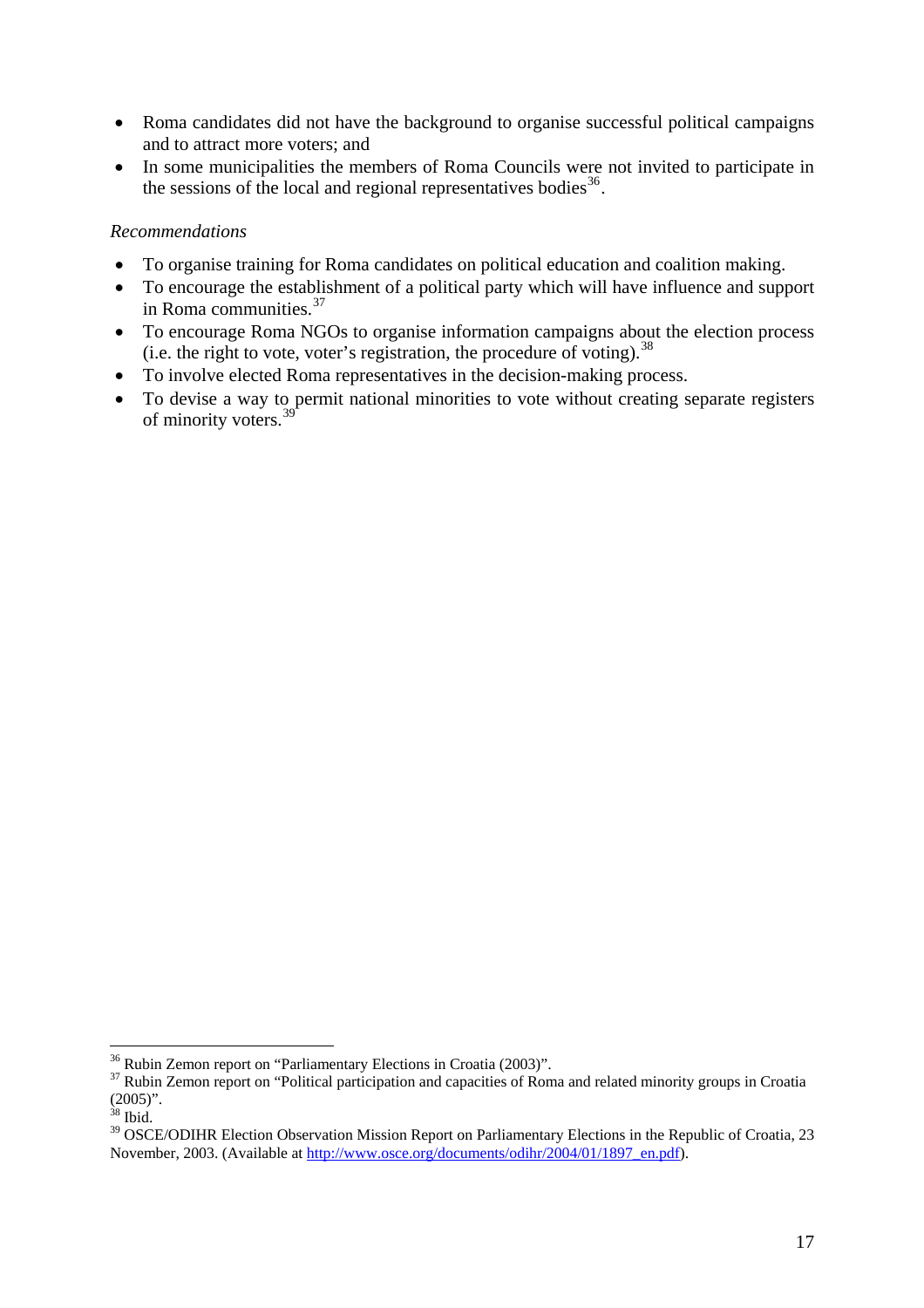- Roma candidates did not have the background to organise successful political campaigns and to attract more voters; and
- In some municipalities the members of Roma Councils were not invited to participate in the sessions of the local and regional representatives bodies[36].

*Recommendations*

- To organise training for Roma candidates on political education and coalition making.
- To encourage the establishment of a political party which will have influence and support in Roma communities.[37]
- To encourage Roma NGOs to organise information campaigns about the election process (i.e. the right to vote, voter's registration, the procedure of voting).[38]
- To involve elected Roma representatives in the decision-making process.
- To devise a way to permit national minorities to vote without creating separate registers of minority voters.[39]

---

[36] Rubin Zemon report on "Parliamentary Elections in Croatia (2003)".

[37] Rubin Zemon report on "Political participation and capacities of Roma and related minority groups in Croatia (2005)".

[38] Ibid.

[39] OSCE/ODIHR Election Observation Mission Report on Parliamentary Elections in the Republic of Croatia, 23 November, 2003. (Available at http://www.osce.org/documents/odihr/2004/01/1897_en.pdf).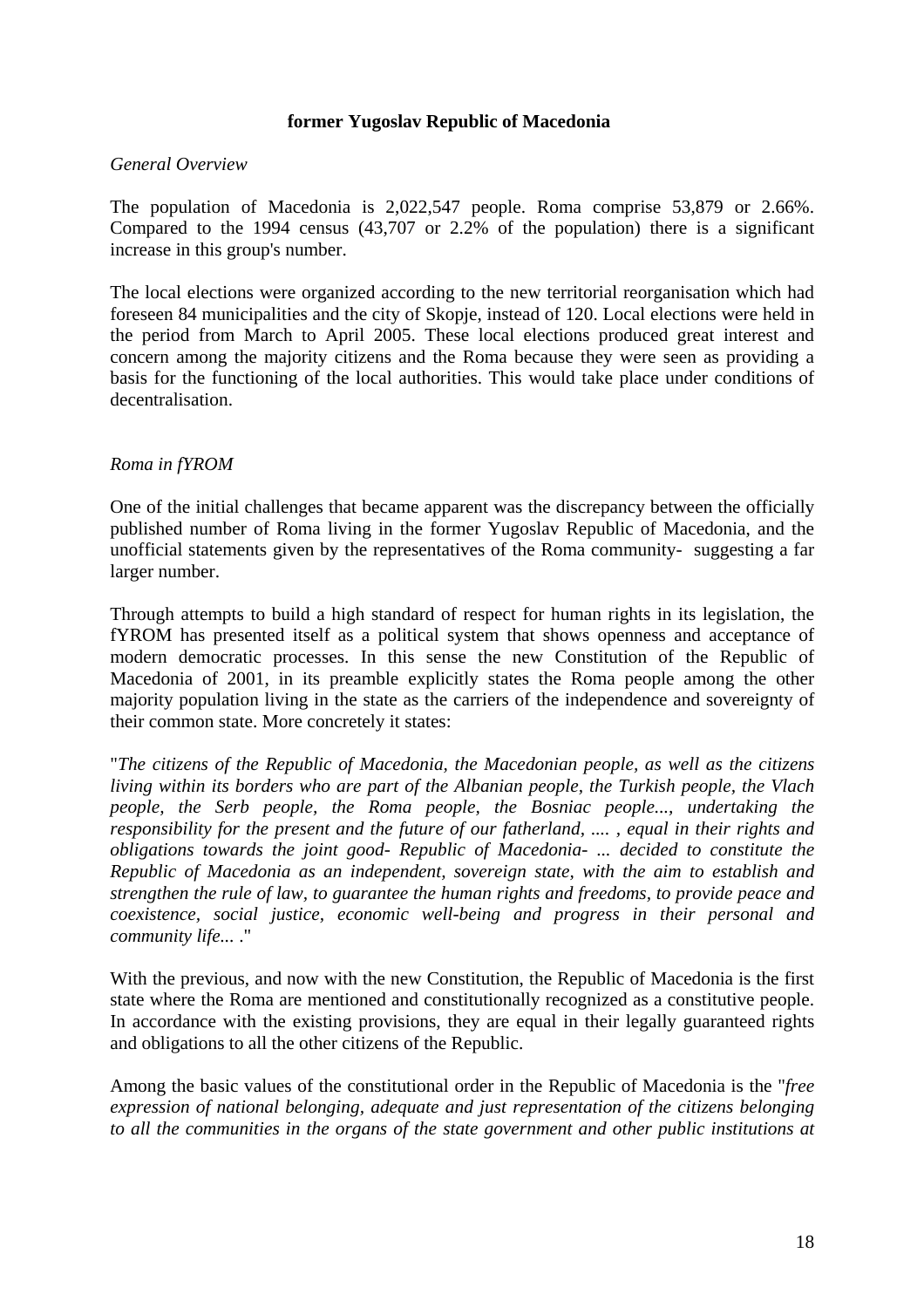**former Yugoslav Republic of Macedonia**

*General Overview*

The population of Macedonia is 2,022,547 people. Roma comprise 53,879 or 2.66%. Compared to the 1994 census (43,707 or 2.2% of the population) there is a significant increase in this group's number.

The local elections were organized according to the new territorial reorganisation which had foreseen 84 municipalities and the city of Skopje, instead of 120. Local elections were held in the period from March to April 2005. These local elections produced great interest and concern among the majority citizens and the Roma because they were seen as providing a basis for the functioning of the local authorities. This would take place under conditions of decentralisation.

*Roma in fYROM*

One of the initial challenges that became apparent was the discrepancy between the officially published number of Roma living in the former Yugoslav Republic of Macedonia, and the unofficial statements given by the representatives of the Roma community- suggesting a far larger number.

Through attempts to build a high standard of respect for human rights in its legislation, the fYROM has presented itself as a political system that shows openness and acceptance of modern democratic processes. In this sense the new Constitution of the Republic of Macedonia of 2001, in its preamble explicitly states the Roma people among the other majority population living in the state as the carriers of the independence and sovereignty of their common state. More concretely it states:

"*The citizens of the Republic of Macedonia, the Macedonian people, as well as the citizens living within its borders who are part of the Albanian people, the Turkish people, the Vlach people, the Serb people, the Roma people, the Bosniac people..., undertaking the responsibility for the present and the future of our fatherland, .... , equal in their rights and obligations towards the joint good- Republic of Macedonia- ... decided to constitute the Republic of Macedonia as an independent, sovereign state, with the aim to establish and strengthen the rule of law, to guarantee the human rights and freedoms, to provide peace and coexistence, social justice, economic well-being and progress in their personal and community life...* ."

With the previous, and now with the new Constitution, the Republic of Macedonia is the first state where the Roma are mentioned and constitutionally recognized as a constitutive people. In accordance with the existing provisions, they are equal in their legally guaranteed rights and obligations to all the other citizens of the Republic.

Among the basic values of the constitutional order in the Republic of Macedonia is the "*free expression of national belonging, adequate and just representation of the citizens belonging to all the communities in the organs of the state government and other public institutions at*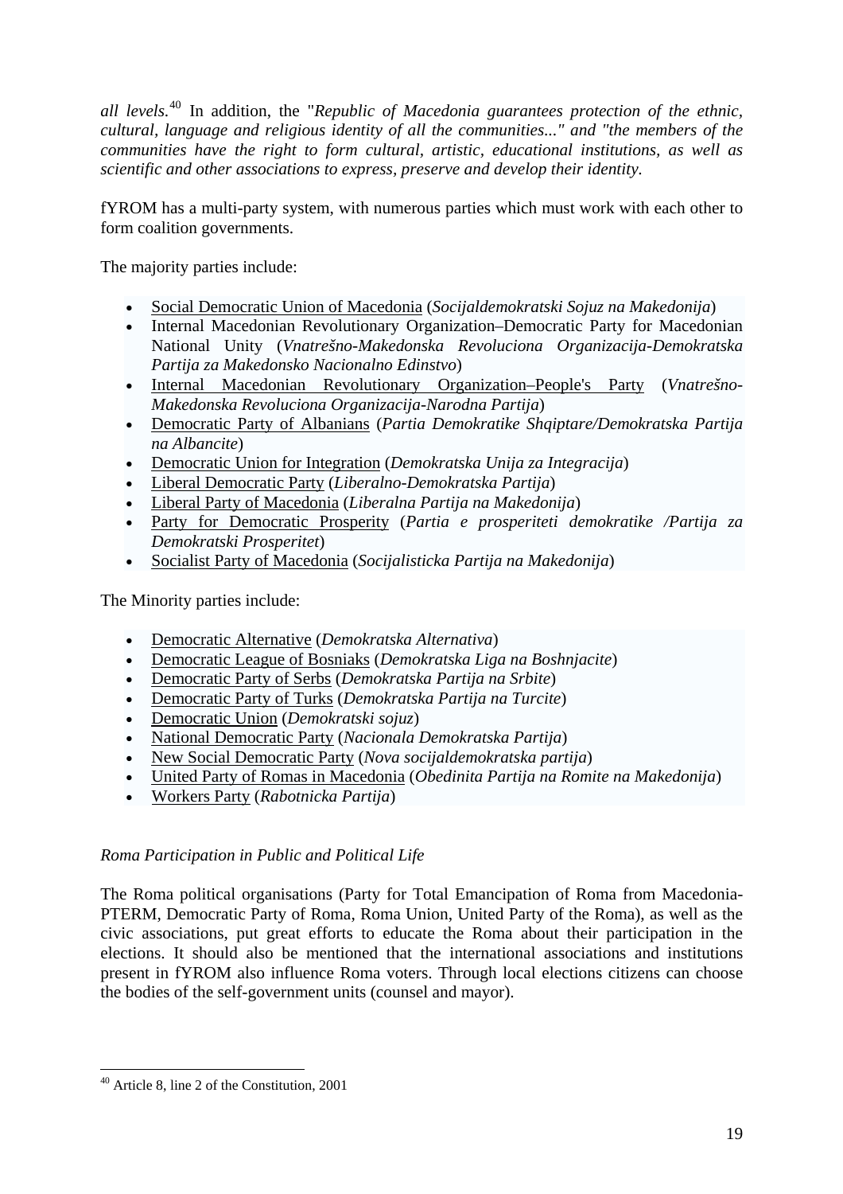*all levels.*[40] In addition, the "*Republic of Macedonia guarantees protection of the ethnic, cultural, language and religious identity of all the communities..." and "the members of the communities have the right to form cultural, artistic, educational institutions, as well as scientific and other associations to express, preserve and develop their identity*.

fYROM has a multi-party system, with numerous parties which must work with each other to form coalition governments.

The majority parties include:

- Social Democratic Union of Macedonia (*Socijaldemokratski Sojuz na Makedonija*)
- Internal Macedonian Revolutionary Organization–Democratic Party for Macedonian National Unity (*Vnatrešno-Makedonska Revoluciona Organizacija-Demokratska Partija za Makedonsko Nacionalno Edinstvo*)
- Internal Macedonian Revolutionary Organization–People's Party (*Vnatrešno-Makedonska Revoluciona Organizacija-Narodna Partija*)
- Democratic Party of Albanians (*Partia Demokratike Shqiptare/Demokratska Partija na Albancite*)
- Democratic Union for Integration (*Demokratska Unija za Integracija*)
- Liberal Democratic Party (*Liberalno-Demokratska Partija*)
- Liberal Party of Macedonia (*Liberalna Partija na Makedonija*)
- Party for Democratic Prosperity (*Partia e prosperiteti demokratike /Partija za Demokratski Prosperitet*)
- Socialist Party of Macedonia (*Socijalisticka Partija na Makedonija*)

The Minority parties include:

- Democratic Alternative (*Demokratska Alternativa*)
- Democratic League of Bosniaks (*Demokratska Liga na Boshnjacite*)
- Democratic Party of Serbs (*Demokratska Partija na Srbite*)
- Democratic Party of Turks (*Demokratska Partija na Turcite*)
- Democratic Union (*Demokratski sojuz*)
- National Democratic Party (*Nacionala Demokratska Partija*)
- New Social Democratic Party (*Nova socijaldemokratska partija*)
- United Party of Romas in Macedonia (*Obedinita Partija na Romite na Makedonija*)
- Workers Party (*Rabotnicka Partija*)

*Roma Participation in Public and Political Life*

The Roma political organisations (Party for Total Emancipation of Roma from Macedonia-PTERM, Democratic Party of Roma, Roma Union, United Party of the Roma), as well as the civic associations, put great efforts to educate the Roma about their participation in the elections. It should also be mentioned that the international associations and institutions present in fYROM also influence Roma voters. Through local elections citizens can choose the bodies of the self-government units (counsel and mayor).

[40] Article 8, line 2 of the Constitution, 2001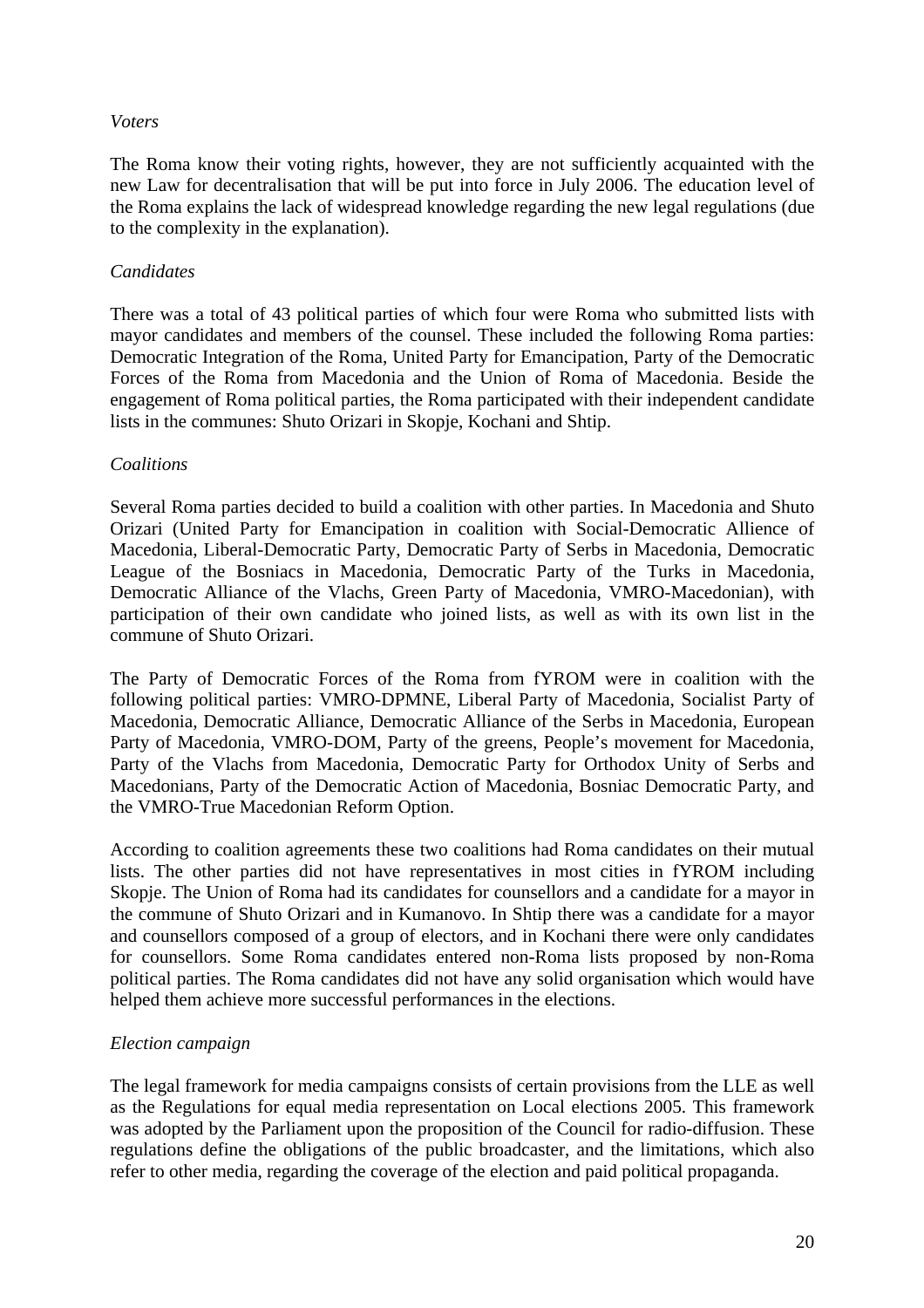*Voters*

The Roma know their voting rights, however, they are not sufficiently acquainted with the new Law for decentralisation that will be put into force in July 2006. The education level of the Roma explains the lack of widespread knowledge regarding the new legal regulations (due to the complexity in the explanation).

*Candidates*

There was a total of 43 political parties of which four were Roma who submitted lists with mayor candidates and members of the counsel. These included the following Roma parties: Democratic Integration of the Roma, United Party for Emancipation, Party of the Democratic Forces of the Roma from Macedonia and the Union of Roma of Macedonia. Beside the engagement of Roma political parties, the Roma participated with their independent candidate lists in the communes: Shuto Orizari in Skopje, Kochani and Shtip.

*Coalitions*

Several Roma parties decided to build a coalition with other parties. In Macedonia and Shuto Orizari (United Party for Emancipation in coalition with Social-Democratic Allience of Macedonia, Liberal-Democratic Party, Democratic Party of Serbs in Macedonia, Democratic League of the Bosniacs in Macedonia, Democratic Party of the Turks in Macedonia, Democratic Alliance of the Vlachs, Green Party of Macedonia, VMRO-Macedonian), with participation of their own candidate who joined lists, as well as with its own list in the commune of Shuto Orizari.

The Party of Democratic Forces of the Roma from fYROM were in coalition with the following political parties: VMRO-DPMNE, Liberal Party of Macedonia, Socialist Party of Macedonia, Democratic Alliance, Democratic Alliance of the Serbs in Macedonia, European Party of Macedonia, VMRO-DOM, Party of the greens, People's movement for Macedonia, Party of the Vlachs from Macedonia, Democratic Party for Orthodox Unity of Serbs and Macedonians, Party of the Democratic Action of Macedonia, Bosniac Democratic Party, and the VMRO-True Macedonian Reform Option.

According to coalition agreements these two coalitions had Roma candidates on their mutual lists. The other parties did not have representatives in most cities in fYROM including Skopje. The Union of Roma had its candidates for counsellors and a candidate for a mayor in the commune of Shuto Orizari and in Kumanovo. In Shtip there was a candidate for a mayor and counsellors composed of a group of electors, and in Kochani there were only candidates for counsellors. Some Roma candidates entered non-Roma lists proposed by non-Roma political parties. The Roma candidates did not have any solid organisation which would have helped them achieve more successful performances in the elections.

*Election campaign*

The legal framework for media campaigns consists of certain provisions from the LLE as well as the Regulations for equal media representation on Local elections 2005. This framework was adopted by the Parliament upon the proposition of the Council for radio-diffusion. These regulations define the obligations of the public broadcaster, and the limitations, which also refer to other media, regarding the coverage of the election and paid political propaganda.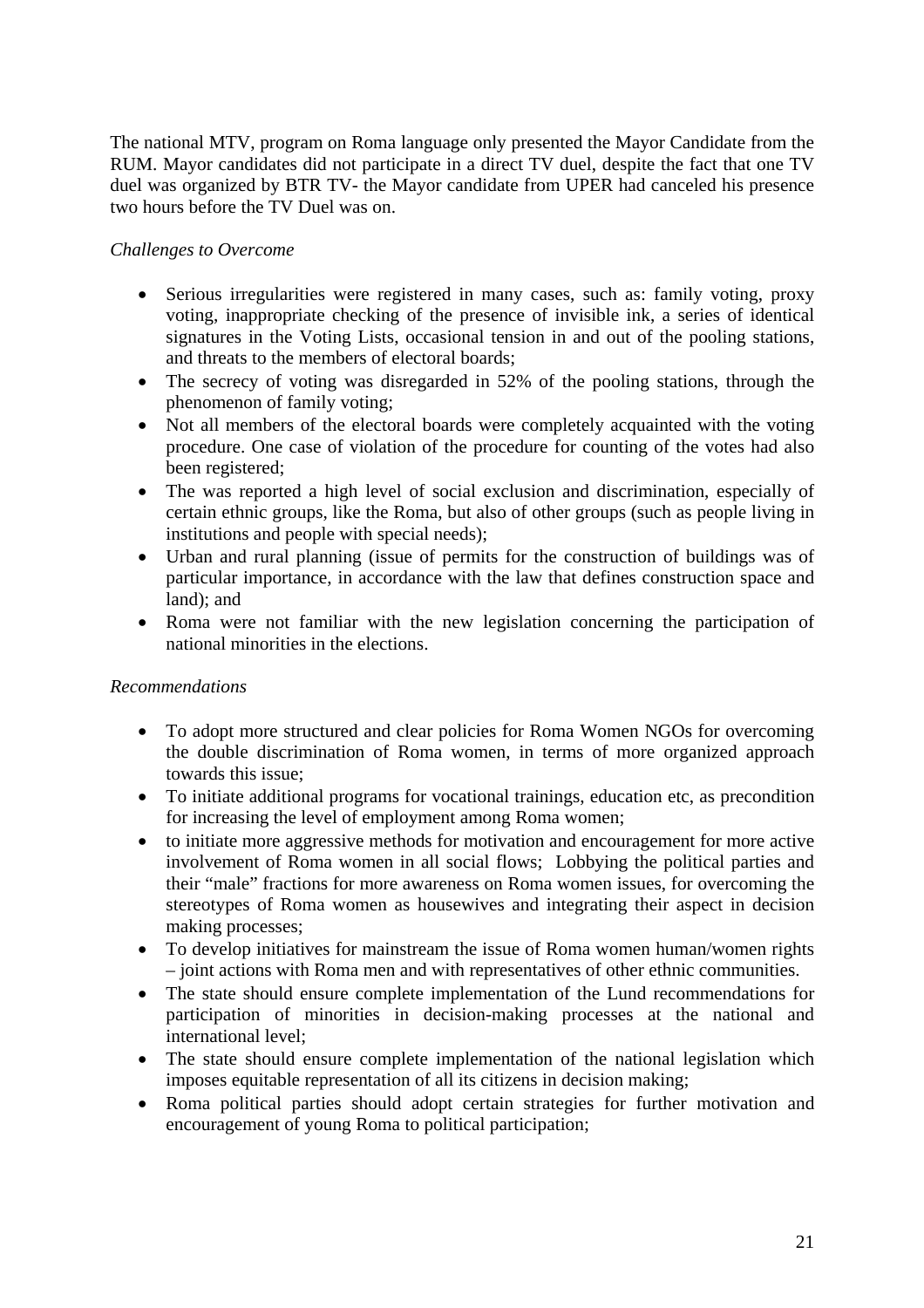The national MTV, program on Roma language only presented the Mayor Candidate from the RUM. Mayor candidates did not participate in a direct TV duel, despite the fact that one TV duel was organized by BTR TV- the Mayor candidate from UPER had canceled his presence two hours before the TV Duel was on.

*Challenges to Overcome*

- Serious irregularities were registered in many cases, such as: family voting, proxy voting, inappropriate checking of the presence of invisible ink, a series of identical signatures in the Voting Lists, occasional tension in and out of the pooling stations, and threats to the members of electoral boards;
- The secrecy of voting was disregarded in 52% of the pooling stations, through the phenomenon of family voting;
- Not all members of the electoral boards were completely acquainted with the voting procedure. One case of violation of the procedure for counting of the votes had also been registered;
- The was reported a high level of social exclusion and discrimination, especially of certain ethnic groups, like the Roma, but also of other groups (such as people living in institutions and people with special needs);
- Urban and rural planning (issue of permits for the construction of buildings was of particular importance, in accordance with the law that defines construction space and land); and
- Roma were not familiar with the new legislation concerning the participation of national minorities in the elections.

*Recommendations*

- To adopt more structured and clear policies for Roma Women NGOs for overcoming the double discrimination of Roma women, in terms of more organized approach towards this issue;
- To initiate additional programs for vocational trainings, education etc, as precondition for increasing the level of employment among Roma women;
- to initiate more aggressive methods for motivation and encouragement for more active involvement of Roma women in all social flows; Lobbying the political parties and their "male" fractions for more awareness on Roma women issues, for overcoming the stereotypes of Roma women as housewives and integrating their aspect in decision making processes;
- To develop initiatives for mainstream the issue of Roma women human/women rights – joint actions with Roma men and with representatives of other ethnic communities.
- The state should ensure complete implementation of the Lund recommendations for participation of minorities in decision-making processes at the national and international level;
- The state should ensure complete implementation of the national legislation which imposes equitable representation of all its citizens in decision making;
- Roma political parties should adopt certain strategies for further motivation and encouragement of young Roma to political participation;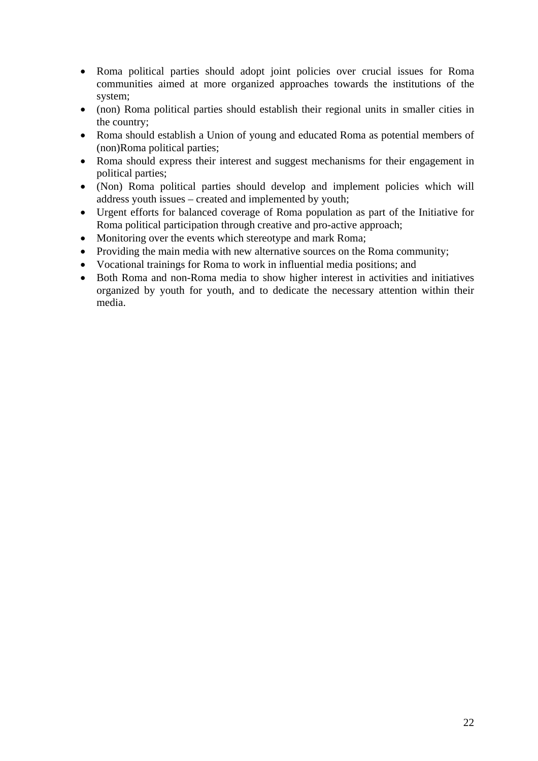- Roma political parties should adopt joint policies over crucial issues for Roma communities aimed at more organized approaches towards the institutions of the system;
- (non) Roma political parties should establish their regional units in smaller cities in the country;
- Roma should establish a Union of young and educated Roma as potential members of (non)Roma political parties;
- Roma should express their interest and suggest mechanisms for their engagement in political parties;
- (Non) Roma political parties should develop and implement policies which will address youth issues – created and implemented by youth;
- Urgent efforts for balanced coverage of Roma population as part of the Initiative for Roma political participation through creative and pro-active approach;
- Monitoring over the events which stereotype and mark Roma;
- Providing the main media with new alternative sources on the Roma community;
- Vocational trainings for Roma to work in influential media positions; and
- Both Roma and non-Roma media to show higher interest in activities and initiatives organized by youth for youth, and to dedicate the necessary attention within their media.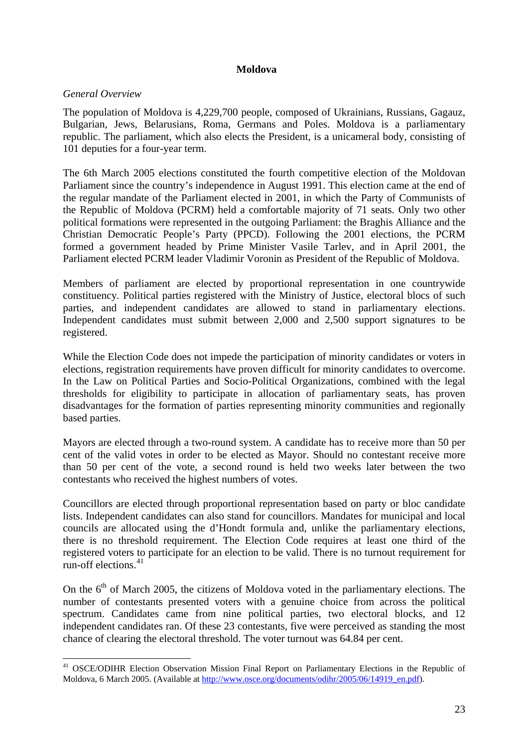**Moldova**

*General Overview*

The population of Moldova is 4,229,700 people, composed of Ukrainians, Russians, Gagauz, Bulgarian, Jews, Belarusians, Roma, Germans and Poles. Moldova is a parliamentary republic. The parliament, which also elects the President, is a unicameral body, consisting of 101 deputies for a four-year term.

The 6th March 2005 elections constituted the fourth competitive election of the Moldovan Parliament since the country's independence in August 1991. This election came at the end of the regular mandate of the Parliament elected in 2001, in which the Party of Communists of the Republic of Moldova (PCRM) held a comfortable majority of 71 seats. Only two other political formations were represented in the outgoing Parliament: the Braghis Alliance and the Christian Democratic People's Party (PPCD). Following the 2001 elections, the PCRM formed a government headed by Prime Minister Vasile Tarlev, and in April 2001, the Parliament elected PCRM leader Vladimir Voronin as President of the Republic of Moldova.

Members of parliament are elected by proportional representation in one countrywide constituency. Political parties registered with the Ministry of Justice, electoral blocs of such parties, and independent candidates are allowed to stand in parliamentary elections. Independent candidates must submit between 2,000 and 2,500 support signatures to be registered.

While the Election Code does not impede the participation of minority candidates or voters in elections, registration requirements have proven difficult for minority candidates to overcome. In the Law on Political Parties and Socio-Political Organizations, combined with the legal thresholds for eligibility to participate in allocation of parliamentary seats, has proven disadvantages for the formation of parties representing minority communities and regionally based parties.

Mayors are elected through a two-round system. A candidate has to receive more than 50 per cent of the valid votes in order to be elected as Mayor. Should no contestant receive more than 50 per cent of the vote, a second round is held two weeks later between the two contestants who received the highest numbers of votes.

Councillors are elected through proportional representation based on party or bloc candidate lists. Independent candidates can also stand for councillors. Mandates for municipal and local councils are allocated using the d'Hondt formula and, unlike the parliamentary elections, there is no threshold requirement. The Election Code requires at least one third of the registered voters to participate for an election to be valid. There is no turnout requirement for run-off elections.[41]

On the 6th of March 2005, the citizens of Moldova voted in the parliamentary elections. The number of contestants presented voters with a genuine choice from across the political spectrum. Candidates came from nine political parties, two electoral blocks, and 12 independent candidates ran. Of these 23 contestants, five were perceived as standing the most chance of clearing the electoral threshold. The voter turnout was 64.84 per cent.

---

[41] OSCE/ODIHR Election Observation Mission Final Report on Parliamentary Elections in the Republic of Moldova, 6 March 2005. (Available at http://www.osce.org/documents/odihr/2005/06/14919_en.pdf).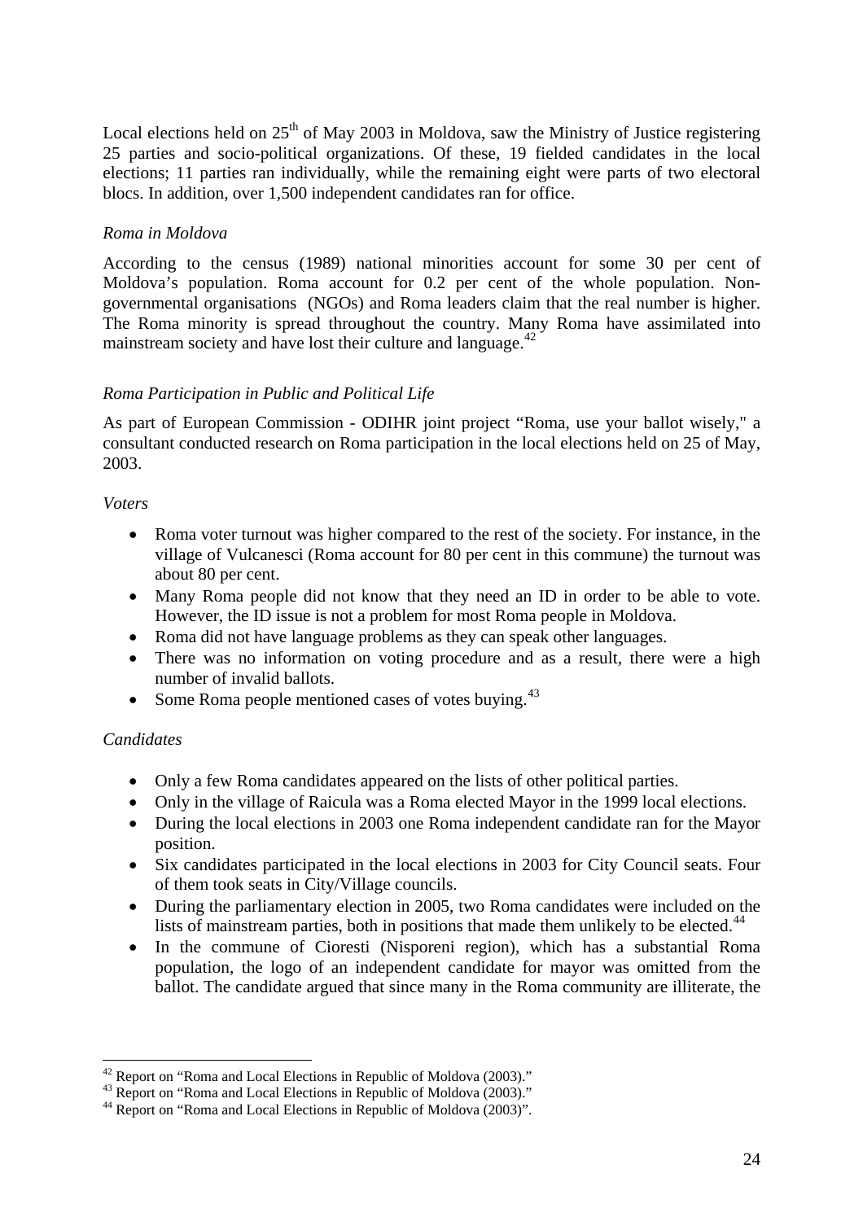Local elections held on 25th of May 2003 in Moldova, saw the Ministry of Justice registering 25 parties and socio-political organizations. Of these, 19 fielded candidates in the local elections; 11 parties ran individually, while the remaining eight were parts of two electoral blocs. In addition, over 1,500 independent candidates ran for office.

*Roma in Moldova*

According to the census (1989) national minorities account for some 30 per cent of Moldova's population. Roma account for 0.2 per cent of the whole population. Non-governmental organisations (NGOs) and Roma leaders claim that the real number is higher. The Roma minority is spread throughout the country. Many Roma have assimilated into mainstream society and have lost their culture and language.[42]

*Roma Participation in Public and Political Life*

As part of European Commission - ODIHR joint project "Roma, use your ballot wisely," a consultant conducted research on Roma participation in the local elections held on 25 of May, 2003.

*Voters*

- Roma voter turnout was higher compared to the rest of the society. For instance, in the village of Vulcanesci (Roma account for 80 per cent in this commune) the turnout was about 80 per cent.
- Many Roma people did not know that they need an ID in order to be able to vote. However, the ID issue is not a problem for most Roma people in Moldova.
- Roma did not have language problems as they can speak other languages.
- There was no information on voting procedure and as a result, there were a high number of invalid ballots.
- Some Roma people mentioned cases of votes buying.[43]

*Candidates*

- Only a few Roma candidates appeared on the lists of other political parties.
- Only in the village of Raicula was a Roma elected Mayor in the 1999 local elections.
- During the local elections in 2003 one Roma independent candidate ran for the Mayor position.
- Six candidates participated in the local elections in 2003 for City Council seats. Four of them took seats in City/Village councils.
- During the parliamentary election in 2005, two Roma candidates were included on the lists of mainstream parties, both in positions that made them unlikely to be elected.[44]
- In the commune of Cioresti (Nisporeni region), which has a substantial Roma population, the logo of an independent candidate for mayor was omitted from the ballot. The candidate argued that since many in the Roma community are illiterate, the

---

[42] Report on "Roma and Local Elections in Republic of Moldova (2003)."

[43] Report on "Roma and Local Elections in Republic of Moldova (2003)."

[44] Report on "Roma and Local Elections in Republic of Moldova (2003)".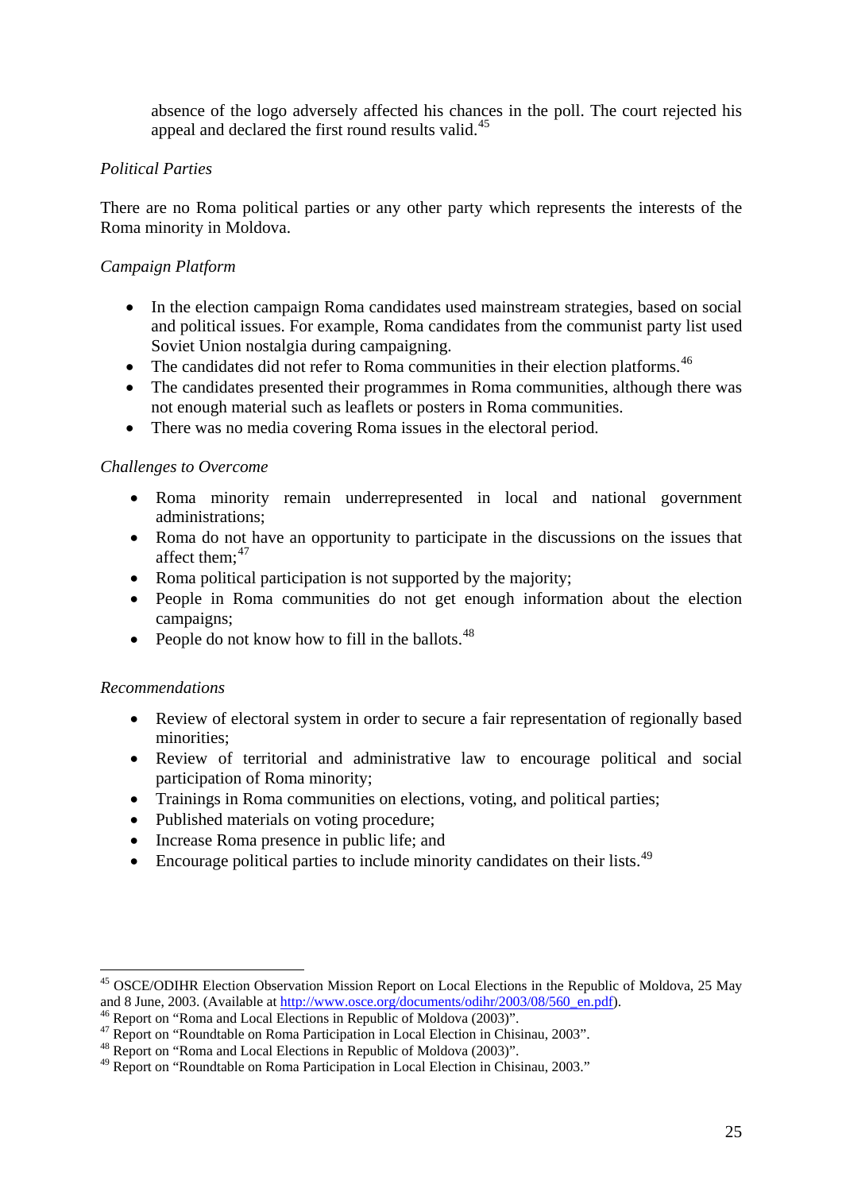absence of the logo adversely affected his chances in the poll. The court rejected his appeal and declared the first round results valid.[45]

*Political Parties*

There are no Roma political parties or any other party which represents the interests of the Roma minority in Moldova.

*Campaign Platform*

- In the election campaign Roma candidates used mainstream strategies, based on social and political issues. For example, Roma candidates from the communist party list used Soviet Union nostalgia during campaigning.
- The candidates did not refer to Roma communities in their election platforms.[46]
- The candidates presented their programmes in Roma communities, although there was not enough material such as leaflets or posters in Roma communities.
- There was no media covering Roma issues in the electoral period.

*Challenges to Overcome*

- Roma minority remain underrepresented in local and national government administrations;
- Roma do not have an opportunity to participate in the discussions on the issues that affect them;[47]
- Roma political participation is not supported by the majority;
- People in Roma communities do not get enough information about the election campaigns;
- People do not know how to fill in the ballots.[48]

*Recommendations*

- Review of electoral system in order to secure a fair representation of regionally based minorities;
- Review of territorial and administrative law to encourage political and social participation of Roma minority;
- Trainings in Roma communities on elections, voting, and political parties;
- Published materials on voting procedure;
- Increase Roma presence in public life; and
- Encourage political parties to include minority candidates on their lists.[49]

---

[45] OSCE/ODIHR Election Observation Mission Report on Local Elections in the Republic of Moldova, 25 May and 8 June, 2003. (Available at http://www.osce.org/documents/odihr/2003/08/560_en.pdf).

[46] Report on "Roma and Local Elections in Republic of Moldova (2003)".

[47] Report on "Roundtable on Roma Participation in Local Election in Chisinau, 2003".

[48] Report on "Roma and Local Elections in Republic of Moldova (2003)".

[49] Report on "Roundtable on Roma Participation in Local Election in Chisinau, 2003."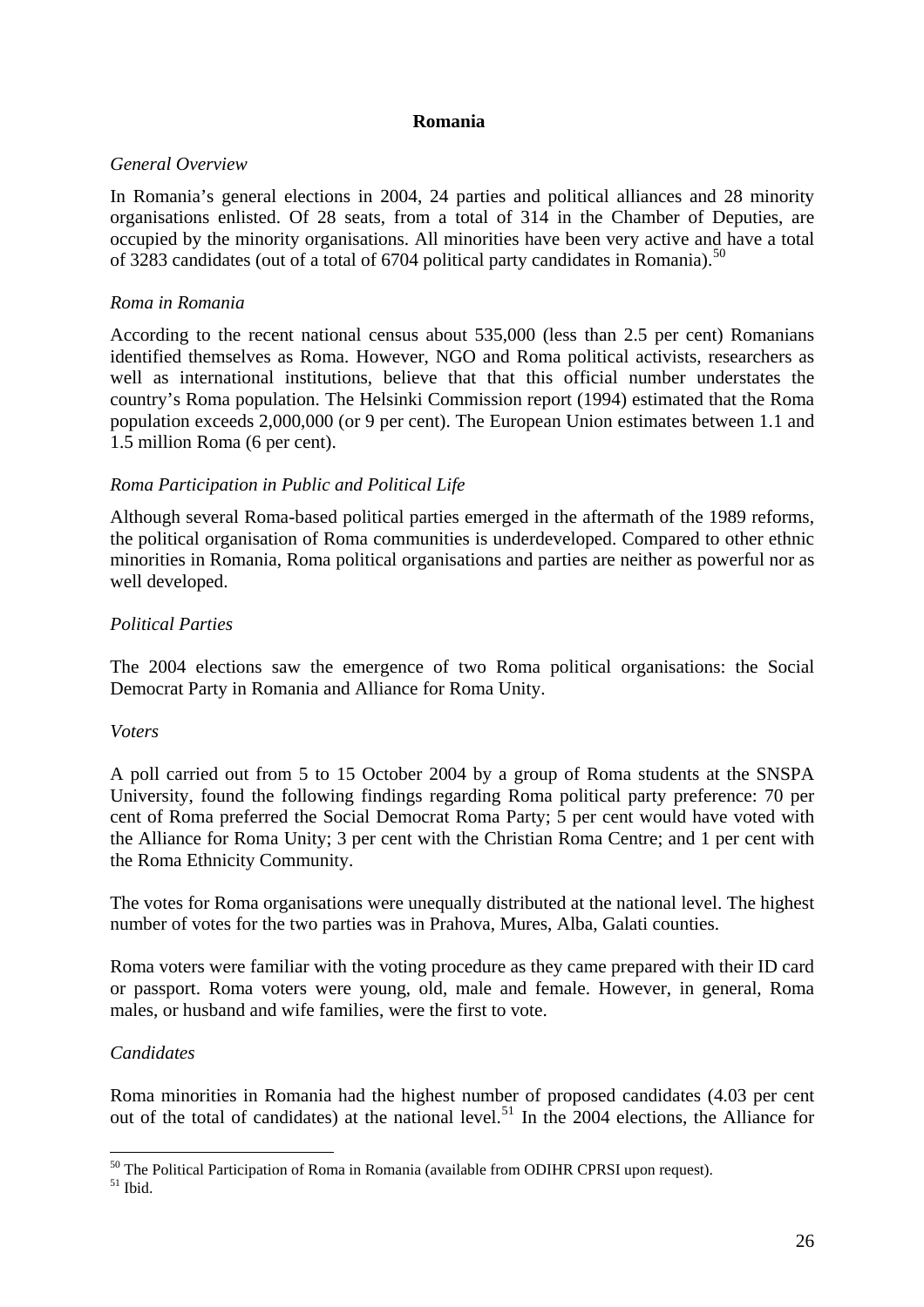## Romania

*General Overview*

In Romania's general elections in 2004, 24 parties and political alliances and 28 minority organisations enlisted. Of 28 seats, from a total of 314 in the Chamber of Deputies, are occupied by the minority organisations. All minorities have been very active and have a total of 3283 candidates (out of a total of 6704 political party candidates in Romania).[50]

*Roma in Romania*

According to the recent national census about 535,000 (less than 2.5 per cent) Romanians identified themselves as Roma. However, NGO and Roma political activists, researchers as well as international institutions, believe that that this official number understates the country's Roma population. The Helsinki Commission report (1994) estimated that the Roma population exceeds 2,000,000 (or 9 per cent). The European Union estimates between 1.1 and 1.5 million Roma (6 per cent).

*Roma Participation in Public and Political Life*

Although several Roma-based political parties emerged in the aftermath of the 1989 reforms, the political organisation of Roma communities is underdeveloped. Compared to other ethnic minorities in Romania, Roma political organisations and parties are neither as powerful nor as well developed.

*Political Parties*

The 2004 elections saw the emergence of two Roma political organisations: the Social Democrat Party in Romania and Alliance for Roma Unity.

*Voters*

A poll carried out from 5 to 15 October 2004 by a group of Roma students at the SNSPA University, found the following findings regarding Roma political party preference: 70 per cent of Roma preferred the Social Democrat Roma Party; 5 per cent would have voted with the Alliance for Roma Unity; 3 per cent with the Christian Roma Centre; and 1 per cent with the Roma Ethnicity Community.

The votes for Roma organisations were unequally distributed at the national level. The highest number of votes for the two parties was in Prahova, Mures, Alba, Galati counties.

Roma voters were familiar with the voting procedure as they came prepared with their ID card or passport. Roma voters were young, old, male and female. However, in general, Roma males, or husband and wife families, were the first to vote.

*Candidates*

Roma minorities in Romania had the highest number of proposed candidates (4.03 per cent out of the total of candidates) at the national level.[51] In the 2004 elections, the Alliance for

---

[50] The Political Participation of Roma in Romania (available from ODIHR CPRSI upon request).

[51] Ibid.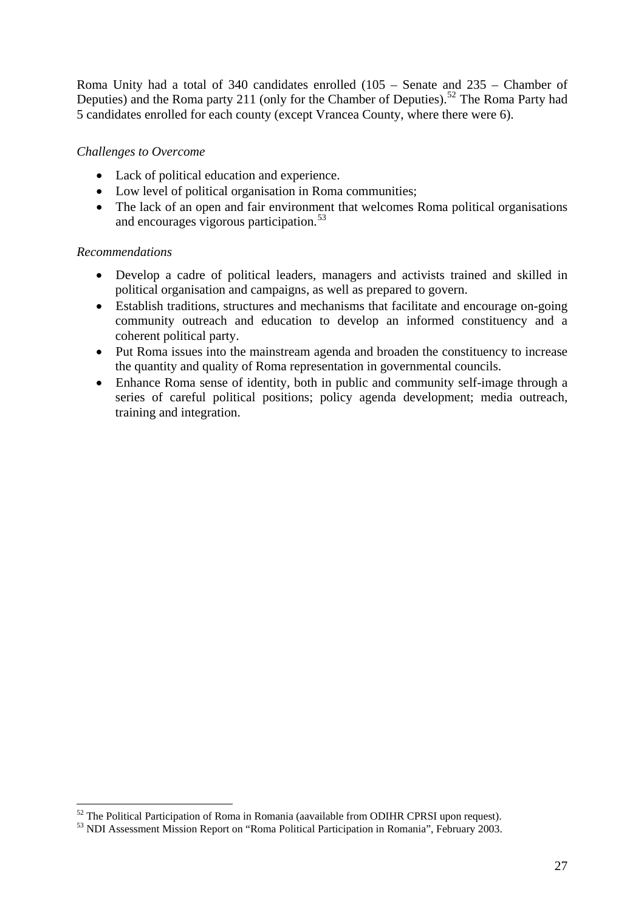Roma Unity had a total of 340 candidates enrolled (105 – Senate and 235 – Chamber of Deputies) and the Roma party 211 (only for the Chamber of Deputies).[52] The Roma Party had 5 candidates enrolled for each county (except Vrancea County, where there were 6).

*Challenges to Overcome*

- Lack of political education and experience.
- Low level of political organisation in Roma communities;
- The lack of an open and fair environment that welcomes Roma political organisations and encourages vigorous participation.[53]

*Recommendations*

- Develop a cadre of political leaders, managers and activists trained and skilled in political organisation and campaigns, as well as prepared to govern.
- Establish traditions, structures and mechanisms that facilitate and encourage on-going community outreach and education to develop an informed constituency and a coherent political party.
- Put Roma issues into the mainstream agenda and broaden the constituency to increase the quantity and quality of Roma representation in governmental councils.
- Enhance Roma sense of identity, both in public and community self-image through a series of careful political positions; policy agenda development; media outreach, training and integration.

---

[52] The Political Participation of Roma in Romania (aavailable from ODIHR CPRSI upon request).

[53] NDI Assessment Mission Report on "Roma Political Participation in Romania", February 2003.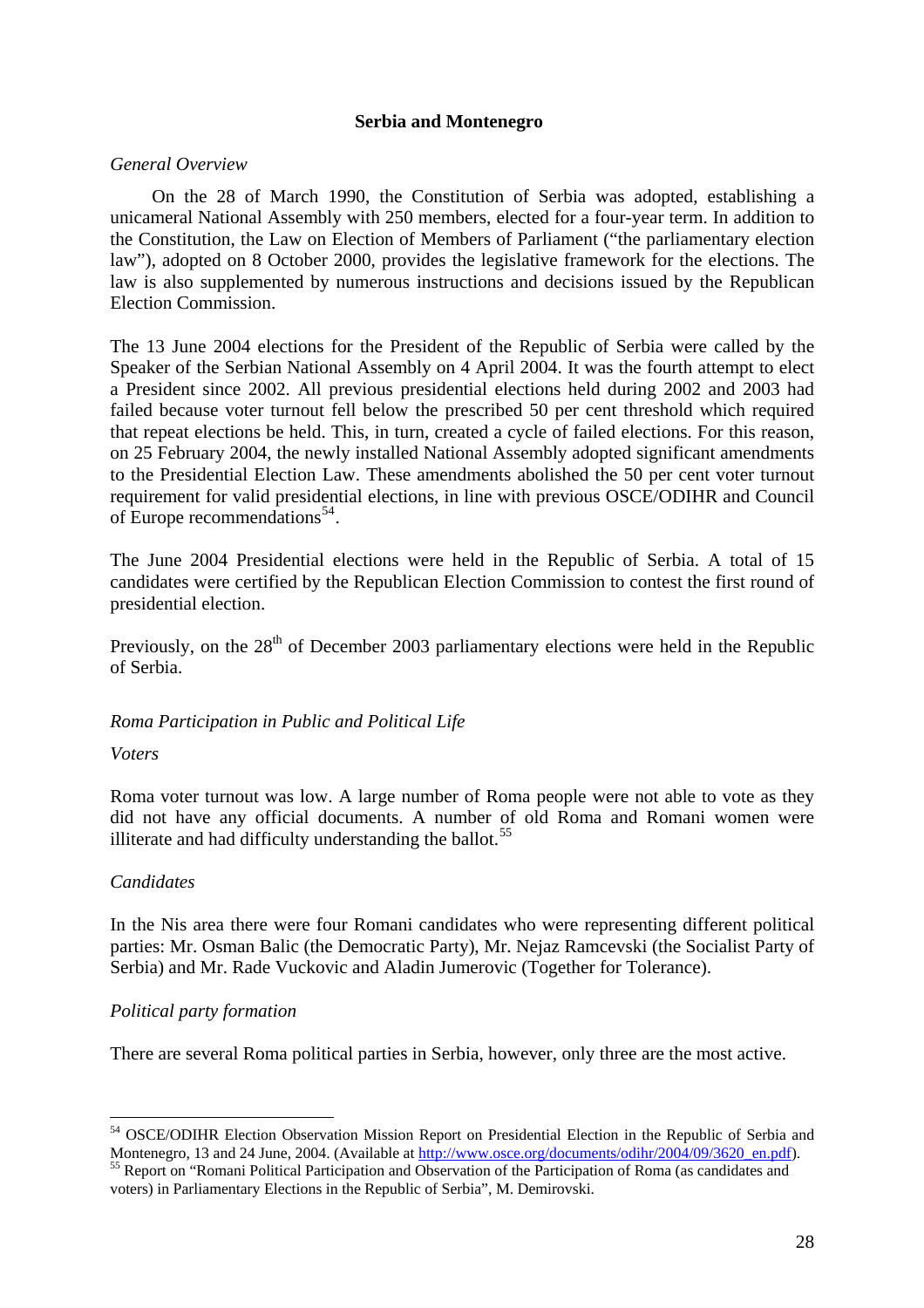**Serbia and Montenegro**

*General Overview*

On the 28 of March 1990, the Constitution of Serbia was adopted, establishing a unicameral National Assembly with 250 members, elected for a four-year term. In addition to the Constitution, the Law on Election of Members of Parliament ("the parliamentary election law"), adopted on 8 October 2000, provides the legislative framework for the elections. The law is also supplemented by numerous instructions and decisions issued by the Republican Election Commission.

The 13 June 2004 elections for the President of the Republic of Serbia were called by the Speaker of the Serbian National Assembly on 4 April 2004. It was the fourth attempt to elect a President since 2002. All previous presidential elections held during 2002 and 2003 had failed because voter turnout fell below the prescribed 50 per cent threshold which required that repeat elections be held. This, in turn, created a cycle of failed elections. For this reason, on 25 February 2004, the newly installed National Assembly adopted significant amendments to the Presidential Election Law. These amendments abolished the 50 per cent voter turnout requirement for valid presidential elections, in line with previous OSCE/ODIHR and Council of Europe recommendations[54].

The June 2004 Presidential elections were held in the Republic of Serbia. A total of 15 candidates were certified by the Republican Election Commission to contest the first round of presidential election.

Previously, on the 28th of December 2003 parliamentary elections were held in the Republic of Serbia.

*Roma Participation in Public and Political Life*

*Voters*

Roma voter turnout was low. A large number of Roma people were not able to vote as they did not have any official documents. A number of old Roma and Romani women were illiterate and had difficulty understanding the ballot.[55]

*Candidates*

In the Nis area there were four Romani candidates who were representing different political parties: Mr. Osman Balic (the Democratic Party), Mr. Nejaz Ramcevski (the Socialist Party of Serbia) and Mr. Rade Vuckovic and Aladin Jumerovic (Together for Tolerance).

*Political party formation*

There are several Roma political parties in Serbia, however, only three are the most active.

---

[54] OSCE/ODIHR Election Observation Mission Report on Presidential Election in the Republic of Serbia and Montenegro, 13 and 24 June, 2004. (Available at http://www.osce.org/documents/odihr/2004/09/3620_en.pdf).

[55] Report on "Romani Political Participation and Observation of the Participation of Roma (as candidates and voters) in Parliamentary Elections in the Republic of Serbia", M. Demirovski.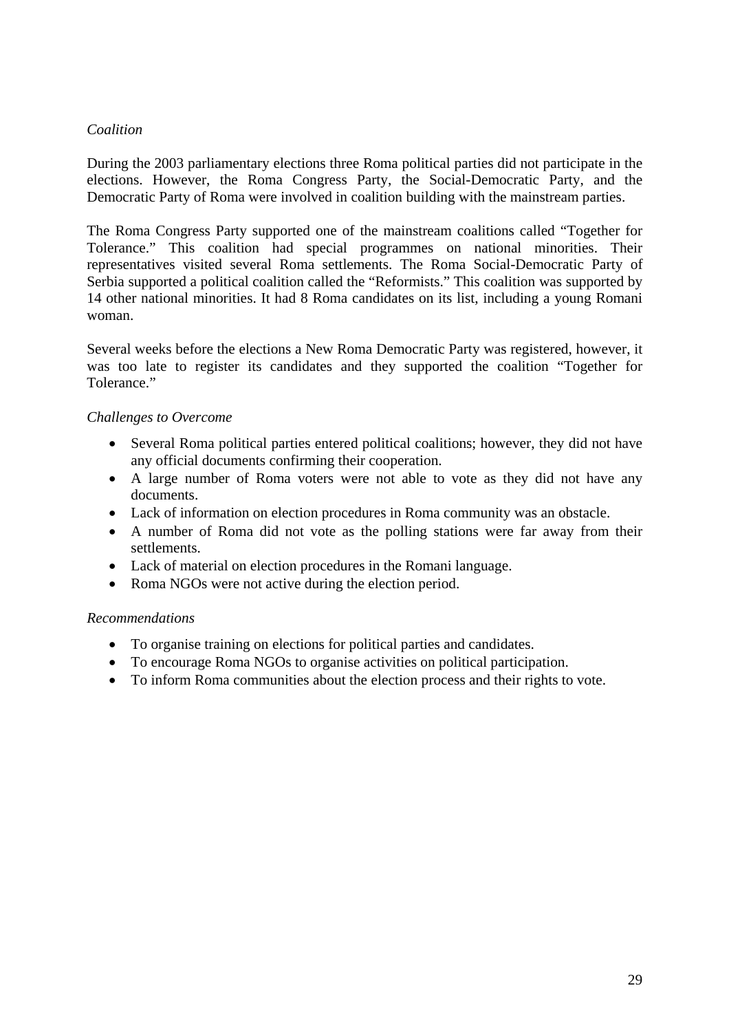*Coalition*

During the 2003 parliamentary elections three Roma political parties did not participate in the elections. However, the Roma Congress Party, the Social-Democratic Party, and the Democratic Party of Roma were involved in coalition building with the mainstream parties.

The Roma Congress Party supported one of the mainstream coalitions called "Together for Tolerance." This coalition had special programmes on national minorities. Their representatives visited several Roma settlements. The Roma Social-Democratic Party of Serbia supported a political coalition called the "Reformists." This coalition was supported by 14 other national minorities. It had 8 Roma candidates on its list, including a young Romani woman.

Several weeks before the elections a New Roma Democratic Party was registered, however, it was too late to register its candidates and they supported the coalition "Together for Tolerance."

*Challenges to Overcome*

- Several Roma political parties entered political coalitions; however, they did not have any official documents confirming their cooperation.
- A large number of Roma voters were not able to vote as they did not have any documents.
- Lack of information on election procedures in Roma community was an obstacle.
- A number of Roma did not vote as the polling stations were far away from their settlements.
- Lack of material on election procedures in the Romani language.
- Roma NGOs were not active during the election period.

*Recommendations*

- To organise training on elections for political parties and candidates.
- To encourage Roma NGOs to organise activities on political participation.
- To inform Roma communities about the election process and their rights to vote.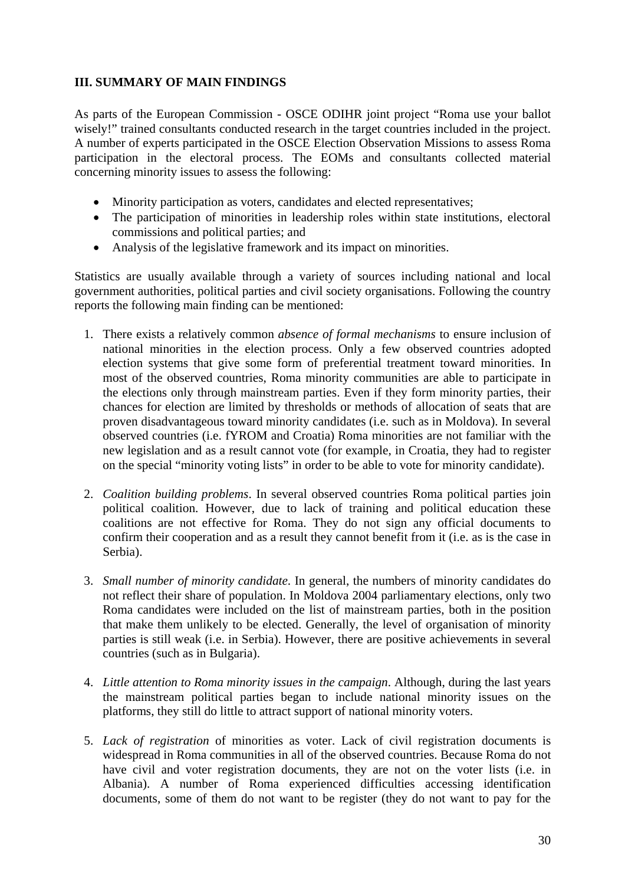## III. SUMMARY OF MAIN FINDINGS

As parts of the European Commission - OSCE ODIHR joint project "Roma use your ballot wisely!" trained consultants conducted research in the target countries included in the project. A number of experts participated in the OSCE Election Observation Missions to assess Roma participation in the electoral process. The EOMs and consultants collected material concerning minority issues to assess the following:

- Minority participation as voters, candidates and elected representatives;
- The participation of minorities in leadership roles within state institutions, electoral commissions and political parties; and
- Analysis of the legislative framework and its impact on minorities.

Statistics are usually available through a variety of sources including national and local government authorities, political parties and civil society organisations. Following the country reports the following main finding can be mentioned:

1. There exists a relatively common *absence of formal mechanisms* to ensure inclusion of national minorities in the election process. Only a few observed countries adopted election systems that give some form of preferential treatment toward minorities. In most of the observed countries, Roma minority communities are able to participate in the elections only through mainstream parties. Even if they form minority parties, their chances for election are limited by thresholds or methods of allocation of seats that are proven disadvantageous toward minority candidates (i.e. such as in Moldova). In several observed countries (i.e. fYROM and Croatia) Roma minorities are not familiar with the new legislation and as a result cannot vote (for example, in Croatia, they had to register on the special "minority voting lists" in order to be able to vote for minority candidate).

2. *Coalition building problems*. In several observed countries Roma political parties join political coalition. However, due to lack of training and political education these coalitions are not effective for Roma. They do not sign any official documents to confirm their cooperation and as a result they cannot benefit from it (i.e. as is the case in Serbia).

3. *Small number of minority candidate*. In general, the numbers of minority candidates do not reflect their share of population. In Moldova 2004 parliamentary elections, only two Roma candidates were included on the list of mainstream parties, both in the position that make them unlikely to be elected. Generally, the level of organisation of minority parties is still weak (i.e. in Serbia). However, there are positive achievements in several countries (such as in Bulgaria).

4. *Little attention to Roma minority issues in the campaign*. Although, during the last years the mainstream political parties began to include national minority issues on the platforms, they still do little to attract support of national minority voters.

5. *Lack of registration* of minorities as voter. Lack of civil registration documents is widespread in Roma communities in all of the observed countries. Because Roma do not have civil and voter registration documents, they are not on the voter lists (i.e. in Albania). A number of Roma experienced difficulties accessing identification documents, some of them do not want to be register (they do not want to pay for the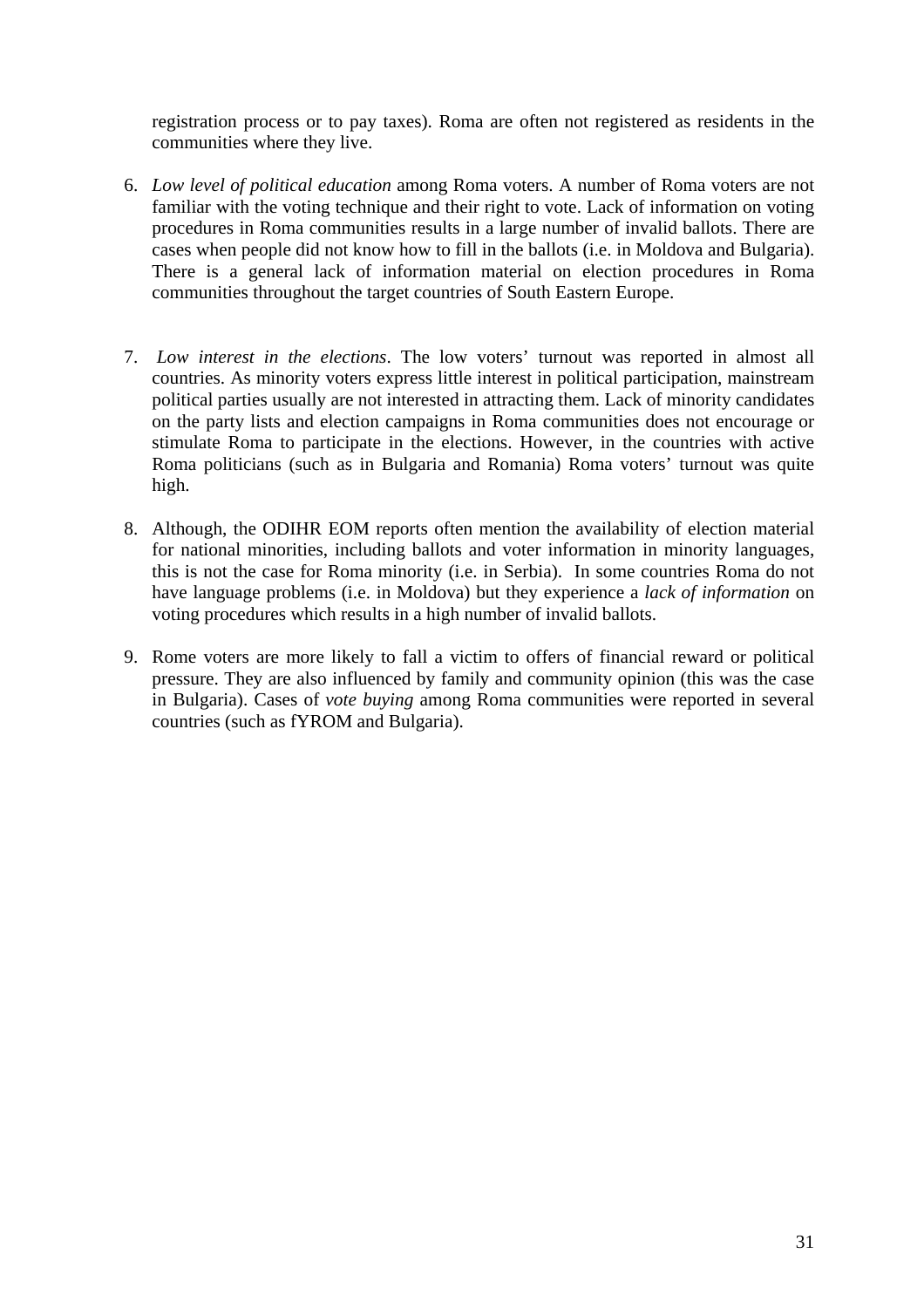registration process or to pay taxes). Roma are often not registered as residents in the communities where they live.

6. *Low level of political education* among Roma voters. A number of Roma voters are not familiar with the voting technique and their right to vote. Lack of information on voting procedures in Roma communities results in a large number of invalid ballots. There are cases when people did not know how to fill in the ballots (i.e. in Moldova and Bulgaria). There is a general lack of information material on election procedures in Roma communities throughout the target countries of South Eastern Europe.

7. *Low interest in the elections*. The low voters' turnout was reported in almost all countries. As minority voters express little interest in political participation, mainstream political parties usually are not interested in attracting them. Lack of minority candidates on the party lists and election campaigns in Roma communities does not encourage or stimulate Roma to participate in the elections. However, in the countries with active Roma politicians (such as in Bulgaria and Romania) Roma voters' turnout was quite high.

8. Although, the ODIHR EOM reports often mention the availability of election material for national minorities, including ballots and voter information in minority languages, this is not the case for Roma minority (i.e. in Serbia). In some countries Roma do not have language problems (i.e. in Moldova) but they experience a *lack of information* on voting procedures which results in a high number of invalid ballots.

9. Rome voters are more likely to fall a victim to offers of financial reward or political pressure. They are also influenced by family and community opinion (this was the case in Bulgaria). Cases of *vote buying* among Roma communities were reported in several countries (such as fYROM and Bulgaria).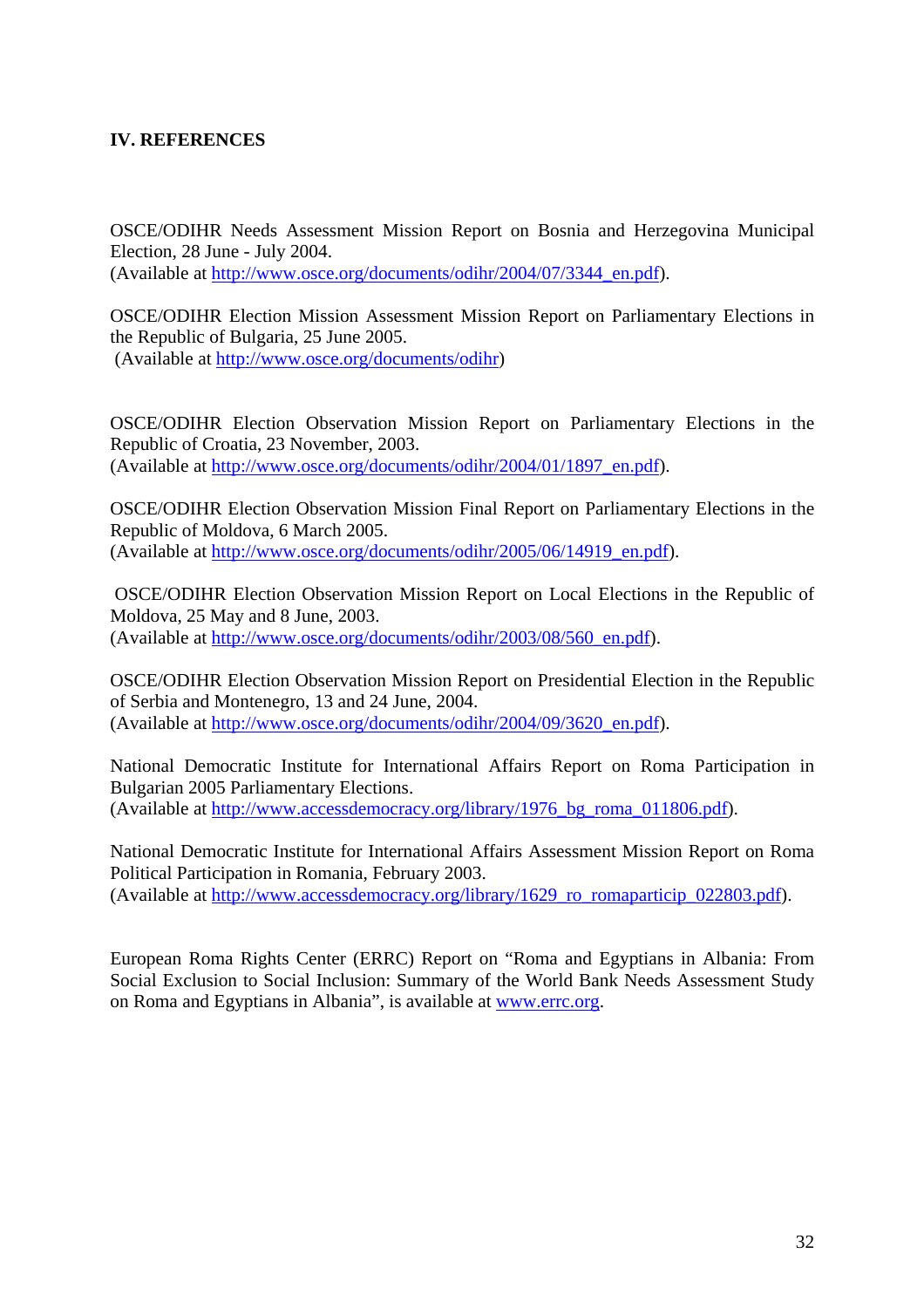## IV. REFERENCES

OSCE/ODIHR Needs Assessment Mission Report on Bosnia and Herzegovina Municipal Election, 28 June - July 2004.
(Available at http://www.osce.org/documents/odihr/2004/07/3344_en.pdf).

OSCE/ODIHR Election Mission Assessment Mission Report on Parliamentary Elections in the Republic of Bulgaria, 25 June 2005.
(Available at http://www.osce.org/documents/odihr)

OSCE/ODIHR Election Observation Mission Report on Parliamentary Elections in the Republic of Croatia, 23 November, 2003.
(Available at http://www.osce.org/documents/odihr/2004/01/1897_en.pdf).

OSCE/ODIHR Election Observation Mission Final Report on Parliamentary Elections in the Republic of Moldova, 6 March 2005.
(Available at http://www.osce.org/documents/odihr/2005/06/14919_en.pdf).

OSCE/ODIHR Election Observation Mission Report on Local Elections in the Republic of Moldova, 25 May and 8 June, 2003.
(Available at http://www.osce.org/documents/odihr/2003/08/560_en.pdf).

OSCE/ODIHR Election Observation Mission Report on Presidential Election in the Republic of Serbia and Montenegro, 13 and 24 June, 2004.
(Available at http://www.osce.org/documents/odihr/2004/09/3620_en.pdf).

National Democratic Institute for International Affairs Report on Roma Participation in Bulgarian 2005 Parliamentary Elections.
(Available at http://www.accessdemocracy.org/library/1976_bg_roma_011806.pdf).

National Democratic Institute for International Affairs Assessment Mission Report on Roma Political Participation in Romania, February 2003.
(Available at http://www.accessdemocracy.org/library/1629_ro_romaparticip_022803.pdf).

European Roma Rights Center (ERRC) Report on "Roma and Egyptians in Albania: From Social Exclusion to Social Inclusion: Summary of the World Bank Needs Assessment Study on Roma and Egyptians in Albania", is available at www.errc.org.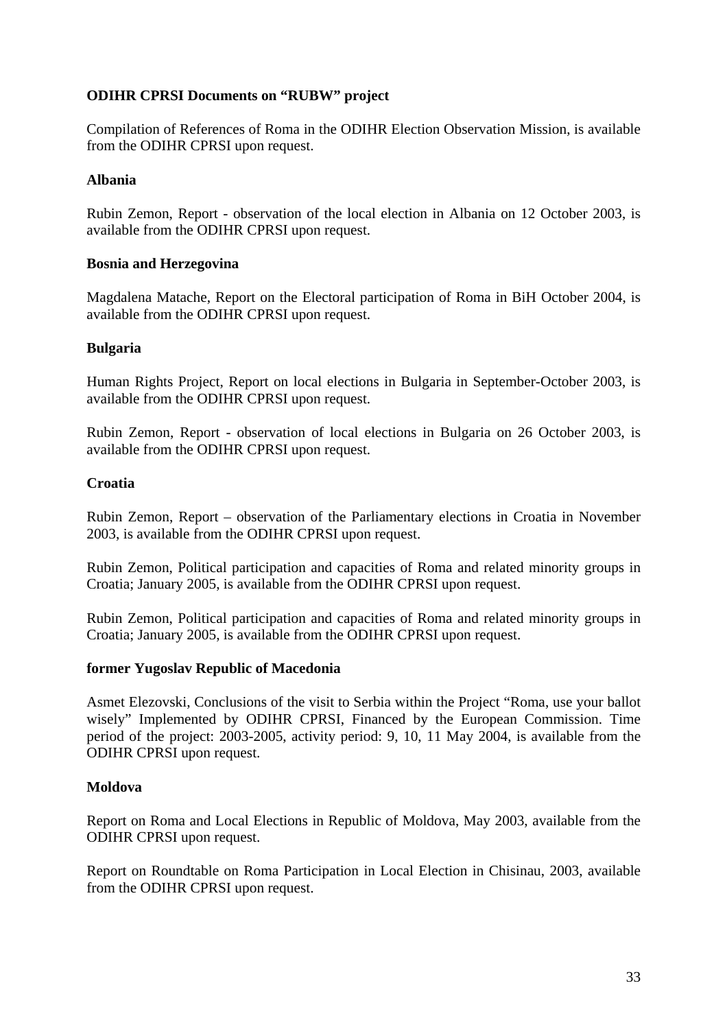**ODIHR CPRSI Documents on "RUBW" project**

Compilation of References of Roma in the ODIHR Election Observation Mission, is available from the ODIHR CPRSI upon request.

**Albania**

Rubin Zemon, Report - observation of the local election in Albania on 12 October 2003, is available from the ODIHR CPRSI upon request.

**Bosnia and Herzegovina**

Magdalena Matache, Report on the Electoral participation of Roma in BiH October 2004, is available from the ODIHR CPRSI upon request.

**Bulgaria**

Human Rights Project, Report on local elections in Bulgaria in September-October 2003, is available from the ODIHR CPRSI upon request.

Rubin Zemon, Report - observation of local elections in Bulgaria on 26 October 2003, is available from the ODIHR CPRSI upon request.

**Croatia**

Rubin Zemon, Report – observation of the Parliamentary elections in Croatia in November 2003, is available from the ODIHR CPRSI upon request.

Rubin Zemon, Political participation and capacities of Roma and related minority groups in Croatia; January 2005, is available from the ODIHR CPRSI upon request.

Rubin Zemon, Political participation and capacities of Roma and related minority groups in Croatia; January 2005, is available from the ODIHR CPRSI upon request.

**former Yugoslav Republic of Macedonia**

Asmet Elezovski, Conclusions of the visit to Serbia within the Project "Roma, use your ballot wisely" Implemented by ODIHR CPRSI, Financed by the European Commission. Time period of the project: 2003-2005, activity period: 9, 10, 11 May 2004, is available from the ODIHR CPRSI upon request.

**Moldova**

Report on Roma and Local Elections in Republic of Moldova, May 2003, available from the ODIHR CPRSI upon request.

Report on Roundtable on Roma Participation in Local Election in Chisinau, 2003, available from the ODIHR CPRSI upon request.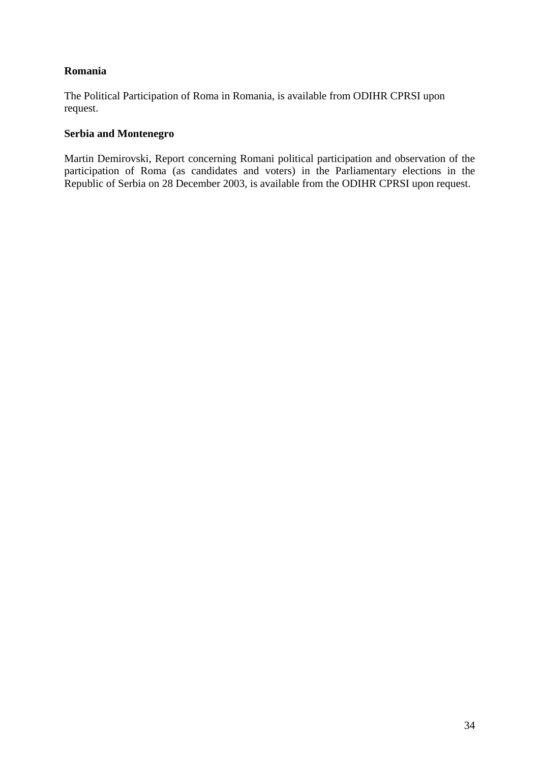**Romania**

The Political Participation of Roma in Romania, is available from ODIHR CPRSI upon request.

**Serbia and Montenegro**

Martin Demirovski, Report concerning Romani political participation and observation of the participation of Roma (as candidates and voters) in the Parliamentary elections in the Republic of Serbia on 28 December 2003, is available from the ODIHR CPRSI upon request.